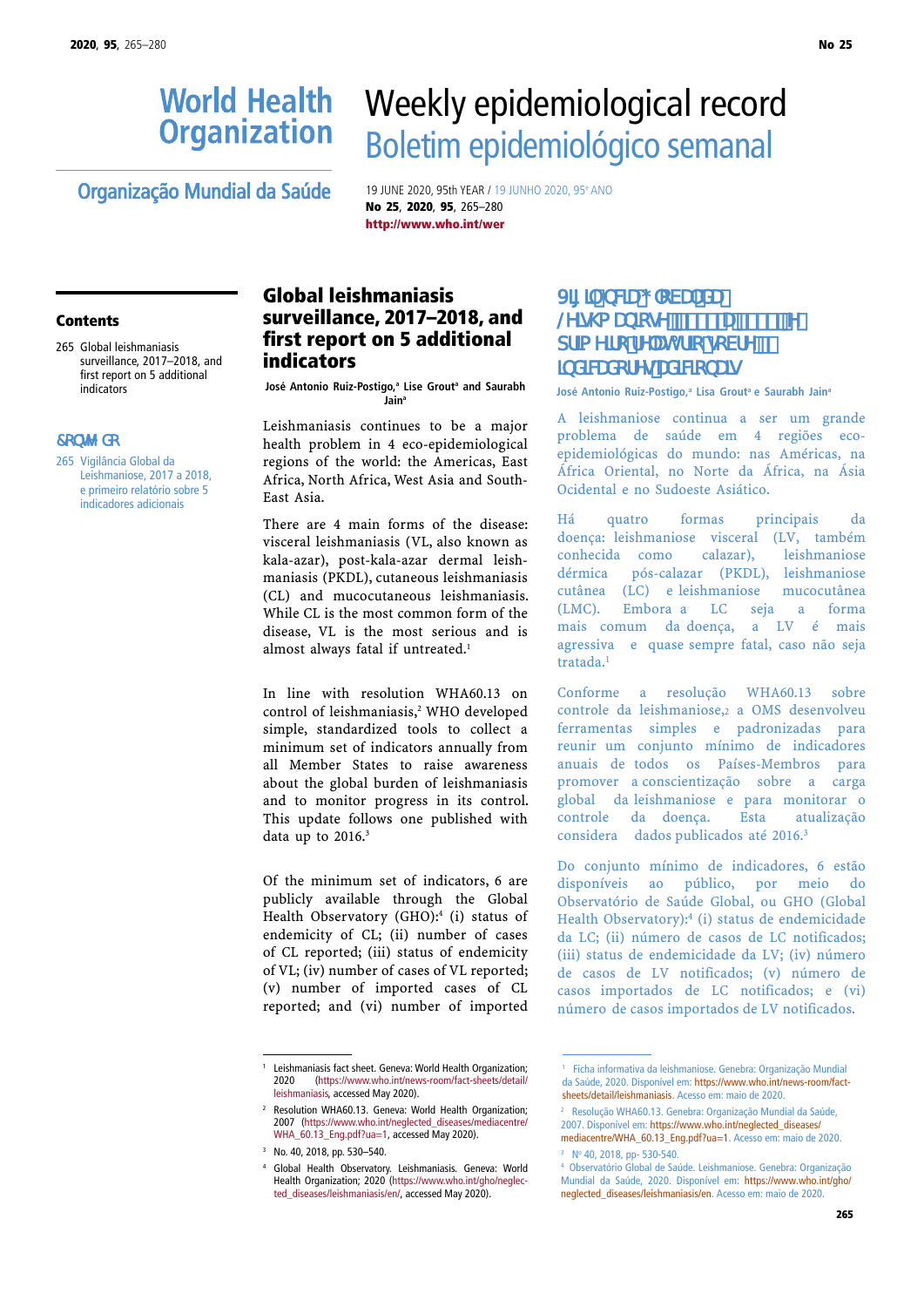# World Health Organization

# Weekly epidemiological record

# Boletim epidemiológico semanal

## Organização Mundial da Saúde

19 JUNE 2020, 95th YEAR / 19 JUNHO 2020, 95º ANO
**No 25, 2020, 95, 265–280**
**http://www.who.int/wer**

### Contents

265 Global leishmaniasis surveillance, 2017–2018, and first report on 5 additional indicators

### Conteúdo

265 Vigilância Global da Leishmaniose, 2017 a 2018, e primeiro relatório sobre 5 indicadores adicionais

## Global leishmaniasis surveillance, 2017–2018, and first report on 5 additional indicators

**José Antonio Ruiz-Postigo,[a] Lise Grout[a] and Saurabh Jain[a]**

Leishmaniasis continues to be a major health problem in 4 eco-epidemiological regions of the world: the Americas, East Africa, North Africa, West Asia and South-East Asia.

There are 4 main forms of the disease: visceral leishmaniasis (VL, also known as kala-azar), post-kala-azar dermal leishmaniasis (PKDL), cutaneous leishmaniasis (CL) and mucocutaneous leishmaniasis. While CL is the most common form of the disease, VL is the most serious and is almost always fatal if untreated.[1]

In line with resolution WHA60.13 on control of leishmaniasis,[2] WHO developed simple, standardized tools to collect a minimum set of indicators annually from all Member States to raise awareness about the global burden of leishmaniasis and to monitor progress in its control. This update follows one published with data up to 2016.[3]

Of the minimum set of indicators, 6 are publicly available through the Global Health Observatory (GHO):[4] (i) status of endemicity of CL; (ii) number of cases of CL reported; (iii) status of endemicity of VL; (iv) number of cases of VL reported; (v) number of imported cases of CL reported; and (vi) number of imported

[1] Leishmaniasis fact sheet. Geneva: World Health Organization; 2020 (https://www.who.int/news-room/fact-sheets/detail/leishmaniasis, accessed May 2020).

[2] Resolution WHA60.13. Geneva: World Health Organization; 2007 (https://www.who.int/neglected_diseases/mediacentre/WHA_60.13_Eng.pdf?ua=1, accessed May 2020).

[3] No. 40, 2018, pp. 530–540.

[4] Global Health Observatory. Leishmaniasis. Geneva: World Health Organization; 2020 (https://www.who.int/gho/neglected_diseases/leishmaniasis/en/, accessed May 2020).

## Vigilância Global da Leishmaniose, 2017 a 2018, e primeiro relatório sobre 5 indicadores adicionais

**José Antonio Ruiz-Postigo,[a] Lisa Grout[a] e Saurabh Jain[a]**

A leishmaniose continua a ser um grande problema de saúde em 4 regiões eco-epidemiológicas do mundo: nas Américas, na África Oriental, no Norte da África, na Ásia Ocidental e no Sudoeste Asiático.

Há quatro formas principais da doença: leishmaniose visceral (LV, também conhecida como calazar), leishmaniose dérmica pós-calazar (PKDL), leishmaniose cutânea (LC) e leishmaniose mucocutânea (LMC). Embora a LC seja a forma mais comum da doença, a LV é mais agressiva e quase sempre fatal, caso não seja tratada.[1]

Conforme a resolução WHA60.13 sobre controle da leishmaniose,[2] a OMS desenvolveu ferramentas simples e padronizadas para reunir um conjunto mínimo de indicadores anuais de todos os Países-Membros para promover a conscientização sobre a carga global da leishmaniose e para monitorar o controle da doença. Esta atualização considera dados publicados até 2016.[3]

Do conjunto mínimo de indicadores, 6 estão disponíveis ao público, por meio do Observatório de Saúde Global, ou GHO (Global Health Observatory):[4] (i) status de endemicidade da LC; (ii) número de casos de LC notificados; (iii) status de endemicidade da LV; (iv) número de casos de LV notificados; (v) número de casos importados de LC notificados; e (vi) número de casos importados de LV notificados.

[1] Ficha informativa da leishmaniose. Genebra: Organização Mundial da Saúde, 2020. Disponível em: https://www.who.int/news-room/fact-sheets/detail/leishmaniasis. Acesso em: maio de 2020.

[2] Resolução WHA60.13. Genebra: Organização Mundial da Saúde, 2007. Disponível em: https://www.who.int/neglected_diseases/mediacentre/WHA_60.13_Eng.pdf?ua=1. Acesso em: maio de 2020.

[3] Nº 40, 2018, pp- 530-540.

[4] Observatório Global de Saúde. Leishmaniose. Genebra: Organização Mundial da Saúde, 2020. Disponível em: https://www.who.int/gho/neglected_diseases/leishmaniasis/en. Acesso em: maio de 2020.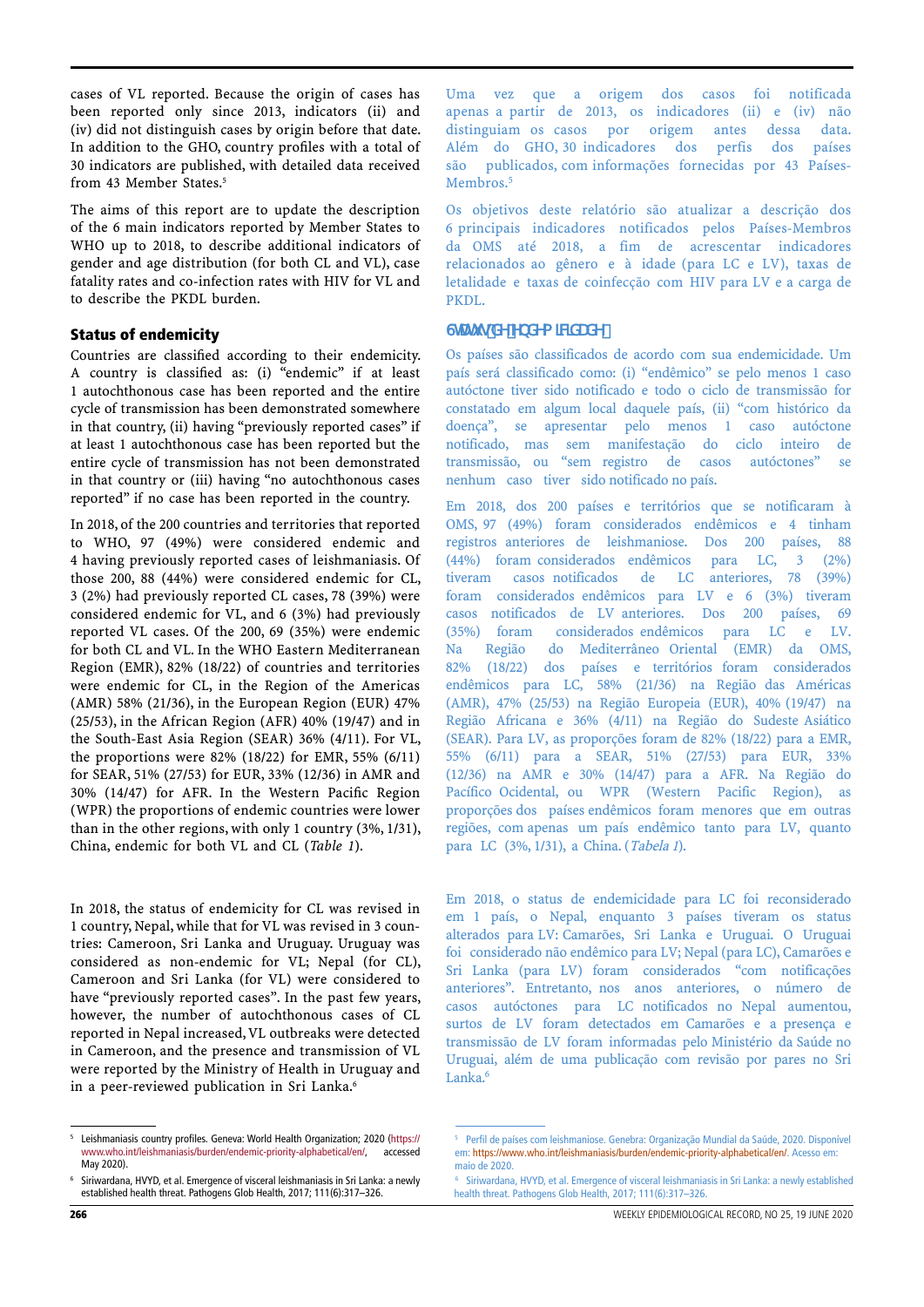cases of VL reported. Because the origin of cases has been reported only since 2013, indicators (ii) and (iv) did not distinguish cases by origin before that date. In addition to the GHO, country profiles with a total of 30 indicators are published, with detailed data received from 43 Member States.[5]

The aims of this report are to update the description of the 6 main indicators reported by Member States to WHO up to 2018, to describe additional indicators of gender and age distribution (for both CL and VL), case fatality rates and co-infection rates with HIV for VL and to describe the PKDL burden.

### Status of endemicity

Countries are classified according to their endemicity. A country is classified as: (i) "endemic" if at least 1 autochthonous case has been reported and the entire cycle of transmission has been demonstrated somewhere in that country, (ii) having "previously reported cases" if at least 1 autochthonous case has been reported but the entire cycle of transmission has not been demonstrated in that country or (iii) having "no autochthonous cases reported" if no case has been reported in the country.

In 2018, of the 200 countries and territories that reported to WHO, 97 (49%) were considered endemic and 4 having previously reported cases of leishmaniasis. Of those 200, 88 (44%) were considered endemic for CL, 3 (2%) had previously reported CL cases, 78 (39%) were considered endemic for VL, and 6 (3%) had previously reported VL cases. Of the 200, 69 (35%) were endemic for both CL and VL. In the WHO Eastern Mediterranean Region (EMR), 82% (18/22) of countries and territories were endemic for CL, in the Region of the Americas (AMR) 58% (21/36), in the European Region (EUR) 47% (25/53), in the African Region (AFR) 40% (19/47) and in the South-East Asia Region (SEAR) 36% (4/11). For VL, the proportions were 82% (18/22) for EMR, 55% (6/11) for SEAR, 51% (27/53) for EUR, 33% (12/36) in AMR and 30% (14/47) for AFR. In the Western Pacific Region (WPR) the proportions of endemic countries were lower than in the other regions, with only 1 country (3%, 1/31), China, endemic for both VL and CL (*Table 1*).

In 2018, the status of endemicity for CL was revised in 1 country, Nepal, while that for VL was revised in 3 countries: Cameroon, Sri Lanka and Uruguay. Uruguay was considered as non-endemic for VL; Nepal (for CL), Cameroon and Sri Lanka (for VL) were considered to have "previously reported cases". In the past few years, however, the number of autochthonous cases of CL reported in Nepal increased, VL outbreaks were detected in Cameroon, and the presence and transmission of VL were reported by the Ministry of Health in Uruguay and in a peer-reviewed publication in Sri Lanka.[6]

[5] Leishmaniasis country profiles. Geneva: World Health Organization; 2020 (https://www.who.int/leishmaniasis/burden/endemic-priority-alphabetical/en/, accessed May 2020).

[6] Siriwardana, HVYD, et al. Emergence of visceral leishmaniasis in Sri Lanka: a newly established health threat. Pathogens Glob Health, 2017; 111(6):317–326.

---

Uma vez que a origem dos casos foi notificada apenas a partir de 2013, os indicadores (ii) e (iv) não distinguiam os casos por origem antes dessa data. Além do GHO, 30 indicadores dos perfis dos países são publicados, com informações fornecidas por 43 Países-Membros.[5]

Os objetivos deste relatório são atualizar a descrição dos 6 principais indicadores notificados pelos Países-Membros da OMS até 2018, a fim de acrescentar indicadores relacionados ao gênero e à idade (para LC e LV), taxas de letalidade e taxas de coinfecção com HIV para LV e a carga de PKDL.

### Status de endemicidade

Os países são classificados de acordo com sua endemicidade. Um país será classificado como: (i) "endêmico" se pelo menos 1 caso autóctone tiver sido notificado e todo o ciclo de transmissão for constatado em algum local daquele país, (ii) "com histórico da doença", se apresentar pelo menos 1 caso autóctone notificado, mas sem manifestação do ciclo inteiro de transmissão, ou "sem registro de casos autóctones" se nenhum caso tiver sido notificado no país.

Em 2018, dos 200 países e territórios que se notificaram à OMS, 97 (49%) foram considerados endêmicos e 4 tinham registros anteriores de leishmaniose. Dos 200 países, 88 (44%) foram considerados endêmicos para LC, 3 (2%) tiveram casos notificados de LC anteriores, 78 (39%) foram considerados endêmicos para LV e 6 (3%) tiveram casos notificados de LV anteriores. Dos 200 países, 69 (35%) foram considerados endêmicos para LC e LV. Na Região do Mediterrâneo Oriental (EMR) da OMS, 82% (18/22) dos países e territórios foram considerados endêmicos para LC, 58% (21/36) na Região das Américas (AMR), 47% (25/53) na Região Europeia (EUR), 40% (19/47) na Região Africana e 36% (4/11) na Região do Sudeste Asiático (SEAR). Para LV, as proporções foram de 82% (18/22) para a EMR, 55% (6/11) para a SEAR, 51% (27/53) para EUR, 33% (12/36) na AMR e 30% (14/47) para a AFR. Na Região do Pacífico Ocidental, ou WPR (Western Pacific Region), as proporções dos países endêmicos foram menores que em outras regiões, com apenas um país endêmico tanto para LV, quanto para LC (3%, 1/31), a China. (*Tabela 1*).

Em 2018, o status de endemicidade para LC foi reconsiderado em 1 país, o Nepal, enquanto 3 países tiveram os status alterados para LV: Camarões, Sri Lanka e Uruguai. O Uruguai foi considerado não endêmico para LV; Nepal (para LC), Camarões e Sri Lanka (para LV) foram considerados "com notificações anteriores". Entretanto, nos anos anteriores, o número de casos autóctones para LC notificados no Nepal aumentou, surtos de LV foram detectados em Camarões e a presença e transmissão de LV foram informadas pelo Ministério da Saúde no Uruguai, além de uma publicação com revisão por pares no Sri Lanka.[6]

[5] Perfil de países com leishmaniose. Genebra: Organização Mundial da Saúde, 2020. Disponível em: https://www.who.int/leishmaniasis/burden/endemic-priority-alphabetical/en/. Acesso em: maio de 2020.

[6] Siriwardana, HVYD, et al. Emergence of visceral leishmaniasis in Sri Lanka: a newly established health threat. Pathogens Glob Health, 2017; 111(6):317–326.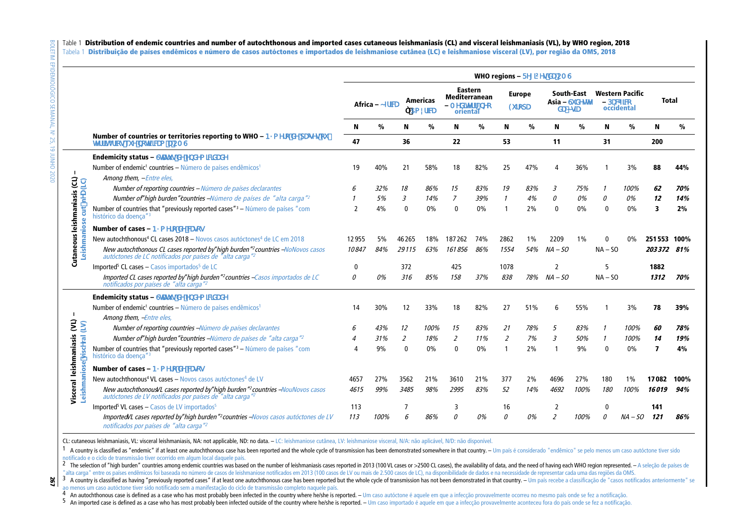Table 1 **Distribution of endemic countries and number of autochthonous and imported cases cutaneous leishmaniasis (CL) and visceral leishmaniasis (VL), by WHO region, 2018**

Tabela 1 **Distribuição de países endêmicos e número de casos autóctones e importados de leishmaniose cutânea (LC) e leishmaniose visceral (LV), por região da OMS, 2018**

| | | WHO regions – Região da OMS | | | | | | | | | | | | | |
|---|---|---|---|---|---|---|---|---|---|---|---|---|---|---|---|
| | | Africa – África | | Americas – Américas | | Eastern Mediterranean – Mediterrâneo oriental | | Europe – Europa | | South-East Asia – Sudeste da Ásia | | Western Pacific – Pacífico occidental | | Total | |
| | | N | % | N | % | N | % | N | % | N | % | N | % | N | % |
| | **Number of countries or territories reporting to WHO – Número de países ou territórios que notificam à OMS** | 47 | | 36 | | 22 | | 53 | | 11 | | 31 | | 200 | |
| **Cutaneous leishmaniasis (CL) – Leishmaniose cutânea (LC)** | **Endemicity status – Situação de endemicidade** | | | | | | | | | | | | | | |
| | Number of endemic[1] countries – Número de países endêmicos[1] | 19 | 40% | 21 | 58% | 18 | 82% | 25 | 47% | 4 | 36% | 1 | 3% | **88** | **44%** |
| | *Among them, – Entre eles,* | | | | | | | | | | | | | | |
| | *Number of reporting countries – Número de países declarantes* | *6* | *32%* | *18* | *86%* | *15* | *83%* | *19* | *83%* | *3* | *75%* | *1* | *100%* | ***62*** | ***70%*** |
| | *Number of "high burden" countries – Número de países de "alta carga"[2]* | *1* | *5%* | *3* | *14%* | *7* | *39%* | *1* | *4%* | *0* | *0%* | *0* | *0%* | ***12*** | ***14%*** |
| | Number of countries that "previously reported cases"[3] – Número de países "com histórico da doença"[3] | 2 | 4% | 0 | 0% | 0 | 0% | 1 | 2% | 0 | 0% | 0 | 0% | **3** | **2%** |
| | **Number of cases – Número de casos** | | | | | | | | | | | | | | |
| | New autochthonous[4] CL cases 2018 – Novos casos autóctones[4] de LC em 2018 | 12955 | 5% | 46265 | 18% | 187262 | 74% | 2862 | 1% | 2209 | 1% | 0 | 0% | **251553** | **100%** |
| | *New autochthonous CL cases reported by "high burden"[2] countries – Novos casos autóctones de LC notificados por países de "alta carga"[2]* | *10847* | *84%* | *29115* | *63%* | *161856* | *86%* | *1554* | *54%* | *NA – SO* | | *NA – SO* | | ***203372*** | ***81%*** |
| | Imported[5] CL cases – Casos importados[5] de LC | 0 | | 372 | | 425 | | 1078 | | 2 | | 5 | | **1882** | |
| | *Imported CL cases reported by "high burden"[2] countries – Casos importados de LC notificados por países de "alta carga"[2]* | *0* | *0%* | *316* | *85%* | *158* | *37%* | *838* | *78%* | *NA – SO* | | *NA – SO* | | ***1312*** | ***70%*** |
| **Visceral leishmaniasis (VL) – Leishmaniose visceral (LV)** | **Endemicity status – Situação de endemicidade** | | | | | | | | | | | | | | |
| | Number of endemic[1] countries – Número de países endêmicos[1] | 14 | 30% | 12 | 33% | 18 | 82% | 27 | 51% | 6 | 55% | 1 | 3% | **78** | **39%** |
| | *Among them, – Entre eles,* | | | | | | | | | | | | | | |
| | *Number of reporting countries – Número de países declarantes* | *6* | *43%* | *12* | *100%* | *15* | *83%* | *21* | *78%* | *5* | *83%* | *1* | *100%* | ***60*** | ***78%*** |
| | *Number of "high burden" countries – Número de países de "alta carga"[2]* | *4* | *31%* | *2* | *18%* | *2* | *11%* | *2* | *7%* | *3* | *50%* | *1* | *100%* | ***14*** | ***19%*** |
| | Number of countries that "previously reported cases"[3] – Número de países "com histórico da doença"[3] | 4 | 9% | 0 | 0% | 0 | 0% | 1 | 2% | 1 | 9% | 0 | 0% | **7** | **4%** |
| | **Number of cases – Número de casos** | | | | | | | | | | | | | | |
| | New autochthonous[4] VL cases – Novos casos autóctones[4] de LV | 4657 | 27% | 3562 | 21% | 3610 | 21% | 377 | 2% | 4696 | 27% | 180 | 1% | **17082** | **100%** |
| | *New autochthonous VL cases reported by "high burden"[2] countries – Novos casos autóctones de LV notificados por países de "alta carga"[2]* | *4615* | *99%* | *3485* | *98%* | *2995* | *83%* | *52* | *14%* | *4692* | *100%* | *180* | *100%* | ***16019*** | ***94%*** |
| | Imported[5] VL cases – Casos de LV importados[5] | 113 | | 7 | | 3 | | 16 | | 2 | | 0 | | **141** | |
| | *Imported VL cases reported by "high burden"[2] countries – Novos casos autóctones de LV notificados por países de "alta carga"[2]* | *113* | *100%* | *6* | *86%* | *0* | *0%* | *0* | *0%* | *2* | *100%* | *0* | *NA – SO* | ***121*** | ***86%*** |

CL: cutaneous leishmaniasis, VL: visceral leishmaniasis, NA: not applicable, ND: no data. – LC: leishmaniose cutânea, LV: leishmaniose visceral, N/A: não aplicável, N/D: não disponível.

[1] A country is classified as "endemic" if at least one autochthonous case has been reported and the whole cycle of transmission has been demonstrated somewhere in that country. – Um país é considerado "endêmico" se pelo menos um caso autóctone tiver sido notificado e o ciclo de transmissão tiver ocorrido em algum local daquele país.

[2] The selection of "high burden" countries among endemic countries was based on the number of leishmaniasis cases reported in 2013 (100 VL cases or >2500 CL cases), the availability of data, and the need of having each WHO region represented. – A seleção de países de "alta carga" entre os países endêmicos foi baseada no número de casos de leishmaniose notificados em 2013 (100 casos de LV ou mais de 2.500 casos de LC), na disponibilidade de dados e na necessidade de representar cada uma das regiões da OMS.

[3] A country is classified as having "previously reported cases" if at least one autochthonous case has been reported but the whole cycle of transmission has not been demonstrated in that country. – Um país recebe a classificação de "casos notificados anteriormente" se ao menos um caso autóctone tiver sido notificado sem a manifestação do ciclo de transmissão completo naquele país.

[4] An autochthonous case is defined as a case who has most probably been infected in the country where he/she is reported. – Um caso autóctone é aquele em que a infecção provavelmente ocorreu no mesmo país onde se fez a notificação.

[5] An imported case is defined as a case who has most probably been infected outside of the country where he/she is reported. – Um caso importado é aquele em que a infecção provavelmente aconteceu fora do país onde se fez a notificação.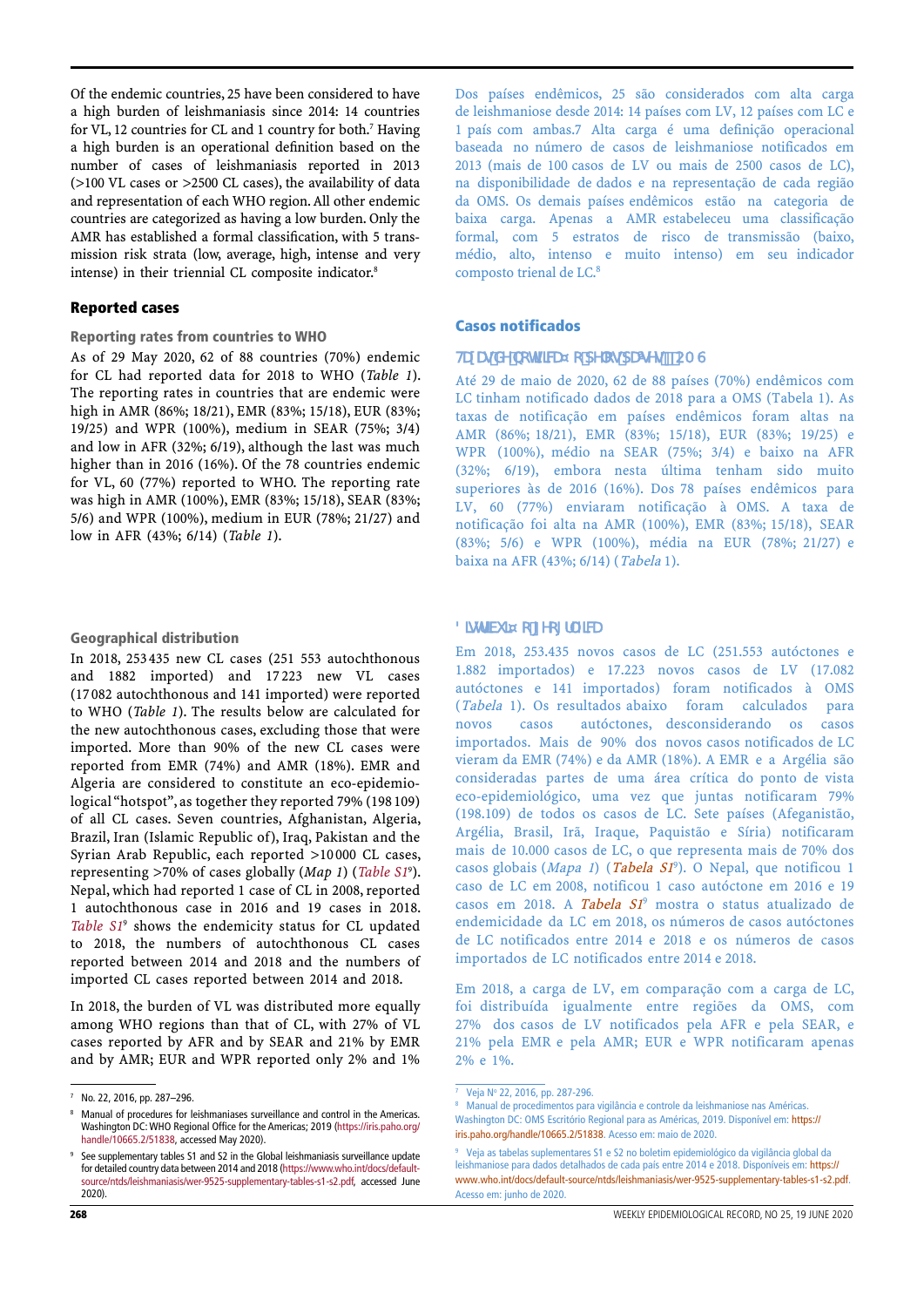Of the endemic countries, 25 have been considered to have a high burden of leishmaniasis since 2014: 14 countries for VL, 12 countries for CL and 1 country for both.[7] Having a high burden is an operational definition based on the number of cases of leishmaniasis reported in 2013 (>100 VL cases or >2500 CL cases), the availability of data and representation of each WHO region. All other endemic countries are categorized as having a low burden. Only the AMR has established a formal classification, with 5 transmission risk strata (low, average, high, intense and very intense) in their triennial CL composite indicator.[8]

## Reported cases

### Reporting rates from countries to WHO

As of 29 May 2020, 62 of 88 countries (70%) endemic for CL had reported data for 2018 to WHO (*Table 1*). The reporting rates in countries that are endemic were high in AMR (86%; 18/21), EMR (83%; 15/18), EUR (83%; 19/25) and WPR (100%), medium in SEAR (75%; 3/4) and low in AFR (32%; 6/19), although the last was much higher than in 2016 (16%). Of the 78 countries endemic for VL, 60 (77%) reported to WHO. The reporting rate was high in AMR (100%), EMR (83%; 15/18), SEAR (83%; 5/6) and WPR (100%), medium in EUR (78%; 21/27) and low in AFR (43%; 6/14) (*Table 1*).

### Geographical distribution

In 2018, 253 435 new CL cases (251 553 autochthonous and 1882 imported) and 17 223 new VL cases (17 082 autochthonous and 141 imported) were reported to WHO (*Table 1*). The results below are calculated for the new autochthonous cases, excluding those that were imported. More than 90% of the new CL cases were reported from EMR (74%) and AMR (18%). EMR and Algeria are considered to constitute an eco-epidemiological "hotspot", as together they reported 79% (198 109) of all CL cases. Seven countries, Afghanistan, Algeria, Brazil, Iran (Islamic Republic of), Iraq, Pakistan and the Syrian Arab Republic, each reported >10 000 CL cases, representing >70% of cases globally (*Map 1*) (*Table S1*[9]). Nepal, which had reported 1 case of CL in 2008, reported 1 autochthonous case in 2016 and 19 cases in 2018. *Table S1*[9] shows the endemicity status for CL updated to 2018, the numbers of autochthonous CL cases reported between 2014 and 2018 and the numbers of imported CL cases reported between 2014 and 2018.

In 2018, the burden of VL was distributed more equally among WHO regions than that of CL, with 27% of VL cases reported by AFR and by SEAR and 21% by EMR and by AMR; EUR and WPR reported only 2% and 1%

Dos países endêmicos, 25 são considerados com alta carga de leishmaniose desde 2014: 14 países com LV, 12 países com LC e 1 país com ambas.7 Alta carga é uma definição operacional baseada no número de casos de leishmaniose notificados em 2013 (mais de 100 casos de LV ou mais de 2500 casos de LC), na disponibilidade de dados e na representação de cada região da OMS. Os demais países endêmicos estão na categoria de baixa carga. Apenas a AMR estabeleceu uma classificação formal, com 5 estratos de risco de transmissão (baixo, médio, alto, intenso e muito intenso) em seu indicador composto trienal de LC.[8]

## Casos notificados

### Taxa de notificação dos países para a OMS

Até 29 de maio de 2020, 62 de 88 países (70%) endêmicos com LC tinham notificado dados de 2018 para a OMS (Tabela 1). As taxas de notificação em países endêmicos foram altas na AMR (86%; 18/21), EMR (83%; 15/18), EUR (83%; 19/25) e WPR (100%), médio na SEAR (75%; 3/4) e baixo na AFR (32%; 6/19), embora nesta última tenham sido muito superiores às de 2016 (16%). Dos 78 países endêmicos para LV, 60 (77%) enviaram notificação à OMS. A taxa de notificação foi alta na AMR (100%), EMR (83%; 15/18), SEAR (83%; 5/6) e WPR (100%), média na EUR (78%; 21/27) e baixa na AFR (43%; 6/14) (*Tabela* 1).

### Distribuição geográfica

Em 2018, 253.435 novos casos de LC (251.553 autóctones e 1.882 importados) e 17.223 novos casos de LV (17.082 autóctones e 141 importados) foram notificados à OMS (*Tabela* 1). Os resultados abaixo foram calculados para novos casos autóctones, desconsiderando os casos importados. Mais de 90% dos novos casos notificados de LC vieram da EMR (74%) e da AMR (18%). A EMR e a Argélia são consideradas partes de uma área crítica do ponto de vista eco-epidemiológico, uma vez que juntas notificaram 79% (198.109) de todos os casos de LC. Sete países (Afeganistão, Argélia, Brasil, Irã, Iraque, Paquistão e Síria) notificaram mais de 10.000 casos de LC, o que representa mais de 70% dos casos globais (*Mapa 1*) (*Tabela S1*[9]). O Nepal, que notificou 1 caso de LC em 2008, notificou 1 caso autóctone em 2016 e 19 casos em 2018. A *Tabela S1*[9] mostra o status atualizado de endemicidade da LC em 2018, os números de casos autóctones de LC notificados entre 2014 e 2018 e os números de casos importados de LC notificados entre 2014 e 2018.

Em 2018, a carga de LV, em comparação com a carga de LC, foi distribuída igualmente entre regiões da OMS, com 27% dos casos de LV notificados pela AFR e pela SEAR, e 21% pela EMR e pela AMR; EUR e WPR notificaram apenas 2% e 1%.

---

[7] No. 22, 2016, pp. 287–296.

[8] Manual of procedures for leishmaniases surveillance and control in the Americas. Washington DC: WHO Regional Office for the Americas; 2019 (https://iris.paho.org/handle/10665.2/51838, accessed May 2020).

[9] See supplementary tables S1 and S2 in the Global leishmaniasis surveillance update for detailed country data between 2014 and 2018 (https://www.who.int/docs/default-source/ntds/leishmaniasis/wer-9525-supplementary-tables-s1-s2.pdf, accessed June 2020).

[7] Veja Nº 22, 2016, pp. 287-296.

[8] Manual de procedimentos para vigilância e controle da leishmaniose nas Américas. Washington DC: OMS Escritório Regional para as Américas, 2019. Disponível em: https://iris.paho.org/handle/10665.2/51838. Acesso em: maio de 2020.

[9] Veja as tabelas suplementares S1 e S2 no boletim epidemiológico da vigilância global da leishmaniose para dados detalhados de cada país entre 2014 e 2018. Disponíveis em: https://www.who.int/docs/default-source/ntds/leishmaniasis/wer-9525-supplementary-tables-s1-s2.pdf. Acesso em: junho de 2020.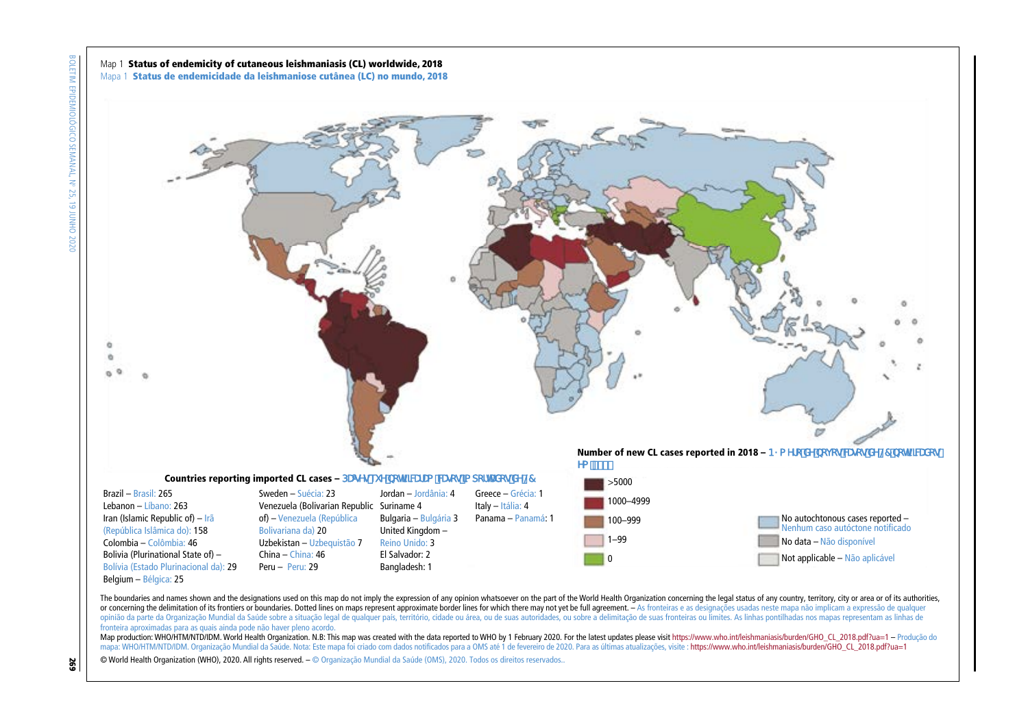Map 1 **Status of endemicity of cutaneous leishmaniasis (CL) worldwide, 2018**
Mapa 1 **Status de endemicidade da leishmaniose cutânea (LC) no mundo, 2018**

**Countries reporting imported CL cases – Países que notificam casos importados de LC**

Brazil – Brasil: 265
Lebanon – Líbano: 263
Iran (Islamic Republic of) – Irã (República Islâmica do): 158
Colombia – Colômbia: 46
Bolivia (Plurinational State of) – Bolívia (Estado Plurinacional da): 29
Belgium – Bélgica: 25
Sweden – Suécia: 23
Venezuela (Bolivarian Republic of) – Venezuela (República Bolivariana da) 20
Uzbekistan – Uzbequistão 7
China – China: 46
Peru – Peru: 29
Jordan – Jordânia: 4
Suriname 4
Bulgaria – Bulgária 3
United Kingdom – Reino Unido: 3
El Salvador: 2
Bangladesh: 1
Greece – Grécia: 1
Italy – Itália: 4
Panama – Panamá: 1

**Number of new CL cases reported in 2018 – Número de novos casos de LC notificados em 2018**

- >5000
- 1000–4999
- 100–999
- 1–99
- 0
- No autochtonous cases reported – Nenhum caso autóctone notificado
- No data – Não disponível
- Not applicable – Não aplicável

The boundaries and names shown and the designations used on this map do not imply the expression of any opinion whatsoever on the part of the World Health Organization concerning the legal status of any country, territory, city or area or of its authorities, or concerning the delimitation of its frontiers or boundaries. Dotted lines on maps represent approximate border lines for which there may not yet be full agreement. – As fronteiras e as designações usadas neste mapa não implicam a expressão de qualquer opinião da parte da Organização Mundial da Saúde sobre a situação legal de qualquer país, território, cidade ou área, ou de suas autoridades, ou sobre a delimitação de suas fronteiras ou limites. As linhas pontilhadas nos mapas representam as linhas de fronteira aproximadas para as quais ainda pode não haver pleno acordo.

Map production: WHO/HTM/NTD/IDM. World Health Organization. N.B: This map was created with the data reported to WHO by 1 February 2020. For the latest updates please visit https://www.who.int/leishmaniasis/burden/GHO_CL_2018.pdf?ua=1 – Produção do mapa: WHO/HTM/NTD/IDM. Organização Mundial da Saúde. Nota: Este mapa foi criado com dados notificados para a OMS até 1 de fevereiro de 2020. Para as últimas atualizações, visite : https://www.who.int/leishmaniasis/burden/GHO_CL_2018.pdf?ua=1

© World Health Organization (WHO), 2020. All rights reserved. – © Organização Mundial da Saúde (OMS), 2020. Todos os direitos reservados..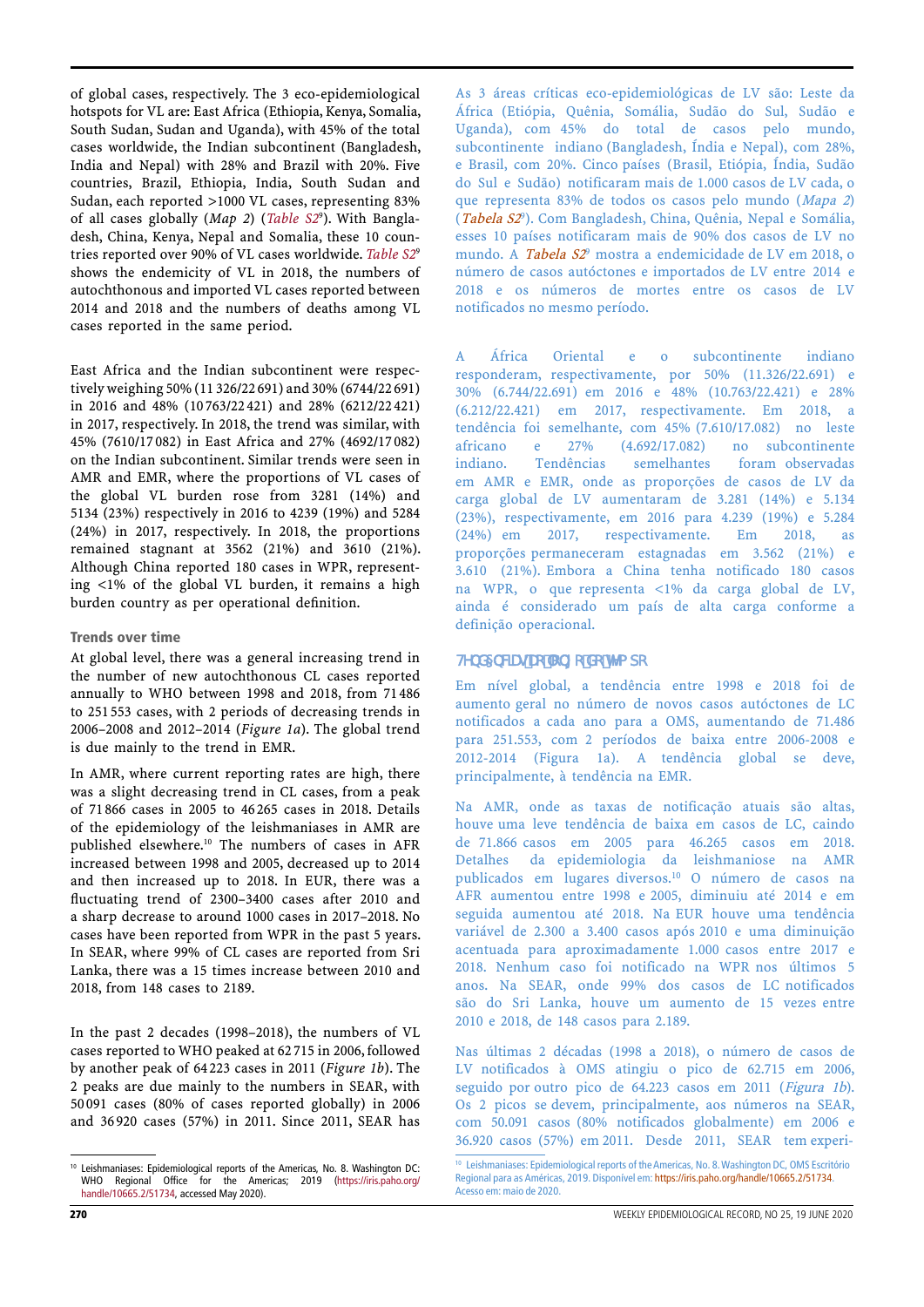of global cases, respectively. The 3 eco-epidemiological hotspots for VL are: East Africa (Ethiopia, Kenya, Somalia, South Sudan, Sudan and Uganda), with 45% of the total cases worldwide, the Indian subcontinent (Bangladesh, India and Nepal) with 28% and Brazil with 20%. Five countries, Brazil, Ethiopia, India, South Sudan and Sudan, each reported >1000 VL cases, representing 83% of all cases globally (*Map 2*) (*Table S2*[9]). With Bangladesh, China, Kenya, Nepal and Somalia, these 10 countries reported over 90% of VL cases worldwide. *Table S2*[9] shows the endemicity of VL in 2018, the numbers of autochthonous and imported VL cases reported between 2014 and 2018 and the numbers of deaths among VL cases reported in the same period.

East Africa and the Indian subcontinent were respectively weighing 50% (11 326/22 691) and 30% (6744/22 691) in 2016 and 48% (10 763/22 421) and 28% (6212/22 421) in 2017, respectively. In 2018, the trend was similar, with 45% (7610/17 082) in East Africa and 27% (4692/17 082) on the Indian subcontinent. Similar trends were seen in AMR and EMR, where the proportions of VL cases of the global VL burden rose from 3281 (14%) and 5134 (23%) respectively in 2016 to 4239 (19%) and 5284 (24%) in 2017, respectively. In 2018, the proportions remained stagnant at 3562 (21%) and 3610 (21%). Although China reported 180 cases in WPR, representing <1% of the global VL burden, it remains a high burden country as per operational definition.

### Trends over time

At global level, there was a general increasing trend in the number of new autochthonous CL cases reported annually to WHO between 1998 and 2018, from 71 486 to 251 553 cases, with 2 periods of decreasing trends in 2006–2008 and 2012–2014 (*Figure 1a*). The global trend is due mainly to the trend in EMR.

In AMR, where current reporting rates are high, there was a slight decreasing trend in CL cases, from a peak of 71 866 cases in 2005 to 46 265 cases in 2018. Details of the epidemiology of the leishmaniases in AMR are published elsewhere.[10] The numbers of cases in AFR increased between 1998 and 2005, decreased up to 2014 and then increased up to 2018. In EUR, there was a fluctuating trend of 2300–3400 cases after 2010 and a sharp decrease to around 1000 cases in 2017–2018. No cases have been reported from WPR in the past 5 years. In SEAR, where 99% of CL cases are reported from Sri Lanka, there was a 15 times increase between 2010 and 2018, from 148 cases to 2189.

In the past 2 decades (1998–2018), the numbers of VL cases reported to WHO peaked at 62 715 in 2006, followed by another peak of 64 223 cases in 2011 (*Figure 1b*). The 2 peaks are due mainly to the numbers in SEAR, with 50 091 cases (80% of cases reported globally) in 2006 and 36 920 cases (57%) in 2011. Since 2011, SEAR has

As 3 áreas críticas eco-epidemiológicas de LV são: Leste da África (Etiópia, Quênia, Somália, Sudão do Sul, Sudão e Uganda), com 45% do total de casos pelo mundo, subcontinente indiano (Bangladesh, Índia e Nepal), com 28%, e Brasil, com 20%. Cinco países (Brasil, Etiópia, Índia, Sudão do Sul e Sudão) notificaram mais de 1.000 casos de LV cada, o que representa 83% de todos os casos pelo mundo (*Mapa 2*) (*Tabela S2*[9]). Com Bangladesh, China, Quênia, Nepal e Somália, esses 10 países notificaram mais de 90% dos casos de LV no mundo. A *Tabela S2*[9] mostra a endemicidade de LV em 2018, o número de casos autóctones e importados de LV entre 2014 e 2018 e os números de mortes entre os casos de LV notificados no mesmo período.

A África Oriental e o subcontinente indiano responderam, respectivamente, por 50% (11.326/22.691) e 30% (6.744/22.691) em 2016 e 48% (10.763/22.421) e 28% (6.212/22.421) em 2017, respectivamente. Em 2018, a tendência foi semelhante, com 45% (7.610/17.082) no leste africano e 27% (4.692/17.082) no subcontinente indiano. Tendências semelhantes foram observadas em AMR e EMR, onde as proporções de casos de LV da carga global de LV aumentaram de 3.281 (14%) e 5.134 (23%), respectivamente, em 2016 para 4.239 (19%) e 5.284 (24%) em 2017, respectivamente. Em 2018, as proporções permaneceram estagnadas em 3.562 (21%) e 3.610 (21%). Embora a China tenha notificado 180 casos na WPR, o que representa <1% da carga global de LV, ainda é considerado um país de alta carga conforme a definição operacional.

### Tendências ao longo do tempo

Em nível global, a tendência entre 1998 e 2018 foi de aumento geral no número de novos casos autóctones de LC notificados a cada ano para a OMS, aumentando de 71.486 para 251.553, com 2 períodos de baixa entre 2006-2008 e 2012-2014 (Figura 1a). A tendência global se deve, principalmente, à tendência na EMR.

Na AMR, onde as taxas de notificação atuais são altas, houve uma leve tendência de baixa em casos de LC, caindo de 71.866 casos em 2005 para 46.265 casos em 2018. Detalhes da epidemiologia da leishmaniose na AMR publicados em lugares diversos.[10] O número de casos na AFR aumentou entre 1998 e 2005, diminuiu até 2014 e em seguida aumentou até 2018. Na EUR houve uma tendência variável de 2.300 a 3.400 casos após 2010 e uma diminuição acentuada para aproximadamente 1.000 casos entre 2017 e 2018. Nenhum caso foi notificado na WPR nos últimos 5 anos. Na SEAR, onde 99% dos casos de LC notificados são do Sri Lanka, houve um aumento de 15 vezes entre 2010 e 2018, de 148 casos para 2.189.

Nas últimas 2 décadas (1998 a 2018), o número de casos de LV notificados à OMS atingiu o pico de 62.715 em 2006, seguido por outro pico de 64.223 casos em 2011 (*Figura 1b*). Os 2 picos se devem, principalmente, aos números na SEAR, com 50.091 casos (80% notificados globalmente) em 2006 e 36.920 casos (57%) em 2011. Desde 2011, SEAR tem experi-

---

[10] Leishmaniases: Epidemiological reports of the Americas, No. 8. Washington DC: WHO Regional Office for the Americas; 2019 (https://iris.paho.org/handle/10665.2/51734, accessed May 2020).

[10] Leishmaniases: Epidemiological reports of the Americas, No. 8. Washington DC, OMS Escritório Regional para as Américas, 2019. Disponível em: https://iris.paho.org/handle/10665.2/51734. Acesso em: maio de 2020.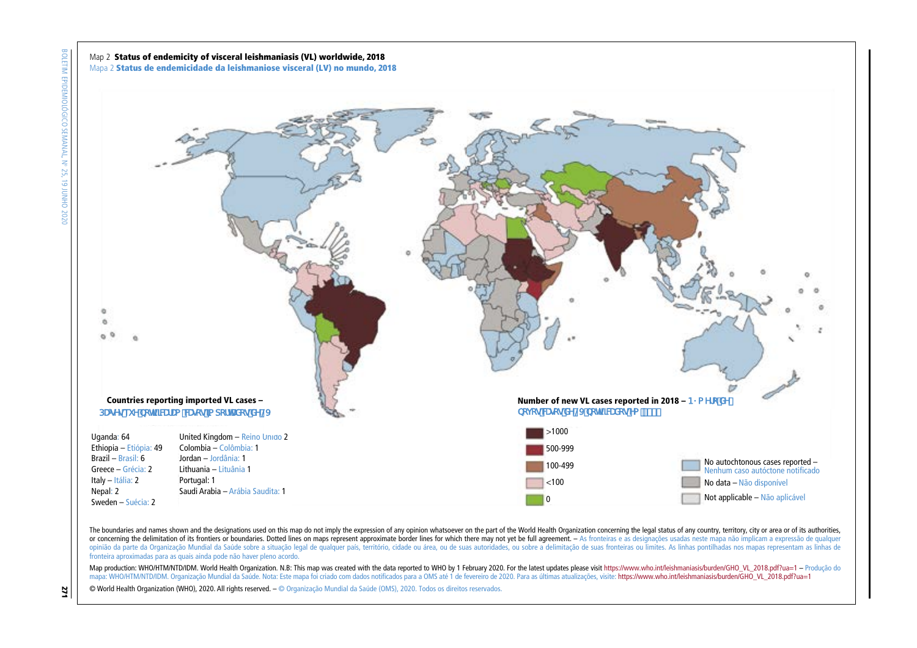Map 2 **Status of endemicity of visceral leishmaniasis (VL) worldwide, 2018**

Mapa 2 **Status de endemicidade da leishmaniose visceral (LV) no mundo, 2018**

**Countries reporting imported VL cases –**
Países que notificaram casos importados de LV

- Uganda: 64
- Ethiopia – Etiópia: 49
- Brazil – Brasil: 6
- Greece – Grécia: 2
- Italy – Itália: 2
- Nepal: 2
- Sweden – Suécia: 2
- United Kingdom – Reino Unido 2
- Colombia – Colômbia: 1
- Jordan – Jordânia: 1
- Lithuania – Lituânia 1
- Portugal: 1
- Saudi Arabia – Arábia Saudita: 1

**Number of new VL cases reported in 2018 –** Número de novos casos de LV notificados em 2018

- >1000
- 500-999
- 100-499
- <100
- 0
- No autochtonous cases reported – Nenhum caso autóctone notificado
- No data – Não disponível
- Not applicable – Não aplicável

The boundaries and names shown and the designations used on this map do not imply the expression of any opinion whatsoever on the part of the World Health Organization concerning the legal status of any country, territory, city or area or of its authorities, or concerning the delimitation of its frontiers or boundaries. Dotted lines on maps represent approximate border lines for which there may not yet be full agreement. – As fronteiras e as designações usadas neste mapa não implicam a expressão de qualquer opinião da parte da Organização Mundial da Saúde sobre a situação legal de qualquer país, território, cidade ou área, ou de suas autoridades, ou sobre a delimitação de suas fronteiras ou limites. As linhas pontilhadas nos mapas representam as linhas de fronteira aproximadas para as quais ainda pode não haver pleno acordo.

Map production: WHO/HTM/NTD/IDM. World Health Organization. N.B: This map was created with the data reported to WHO by 1 February 2020. For the latest updates please visit https://www.who.int/leishmaniasis/burden/GHO_VL_2018.pdf?ua=1 – Produção do mapa: WHO/HTM/NTD/IDM. Organização Mundial da Saúde. Nota: Este mapa foi criado com dados notificados para a OMS até 1 de fevereiro de 2020. Para as últimas atualizações, visite: https://www.who.int/leishmaniasis/burden/GHO_VL_2018.pdf?ua=1

© World Health Organization (WHO), 2020. All rights reserved. – © Organização Mundial da Saúde (OMS), 2020. Todos os direitos reservados.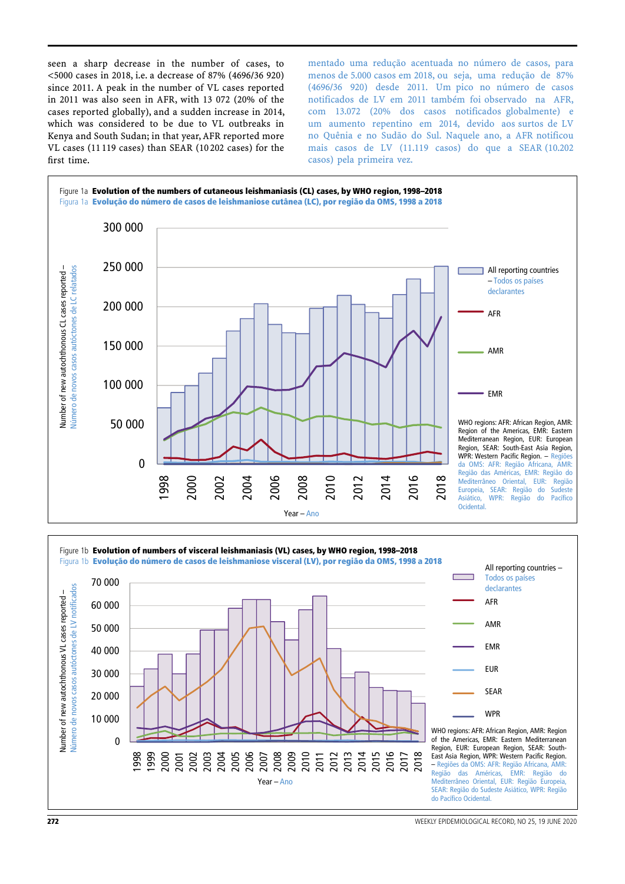seen a sharp decrease in the number of cases, to <5000 cases in 2018, i.e. a decrease of 87% (4696/36 920) since 2011. A peak in the number of VL cases reported in 2011 was also seen in AFR, with 13 072 (20% of the cases reported globally), and a sudden increase in 2014, which was considered to be due to VL outbreaks in Kenya and South Sudan; in that year, AFR reported more VL cases (11 119 cases) than SEAR (10 202 cases) for the first time.

mentado uma redução acentuada no número de casos, para menos de 5.000 casos em 2018, ou seja, uma redução de 87% (4696/36 920) desde 2011. Um pico no número de casos notificados de LV em 2011 também foi observado na AFR, com 13.072 (20% dos casos notificados globalmente) e um aumento repentino em 2014, devido aos surtos de LV no Quênia e no Sudão do Sul. Naquele ano, a AFR notificou mais casos de LV (11.119 casos) do que a SEAR (10.202 casos) pela primeira vez.

Figure 1a **Evolution of the numbers of cutaneous leishmaniasis (CL) cases, by WHO region, 1998–2018**
Figura 1a **Evolução do número de casos de leishmaniose cutânea (LC), por região da OMS, 1998 a 2018**

WHO regions: AFR: African Region, AMR: Region of the Americas, EMR: Eastern Mediterranean Region, EUR: European Region, SEAR: South-East Asia Region, WPR: Western Pacific Region. – Regiões da OMS: AFR: Região Africana, AMR: Região das Américas, EMR: Região do Mediterrâneo Oriental, EUR: Região Europeia, SEAR: Região do Sudeste Asiático, WPR: Região do Pacífico Ocidental.

Figure 1b **Evolution of numbers of visceral leishmaniasis (VL) cases, by WHO region, 1998–2018**
Figura 1b **Evolução do número de casos de leishmaniose visceral (LV), por região da OMS, 1998 a 2018**

WHO regions: AFR: African Region, AMR: Region of the Americas, EMR: Eastern Mediterranean Region, EUR: European Region, SEAR: South-East Asia Region, WPR: Western Pacific Region. – Regiões da OMS: AFR: Região Africana, AMR: Região das Américas, EMR: Região do Mediterrâneo Oriental, EUR: Região Europeia, SEAR: Região do Sudeste Asiático, WPR: Região do Pacífico Ocidental.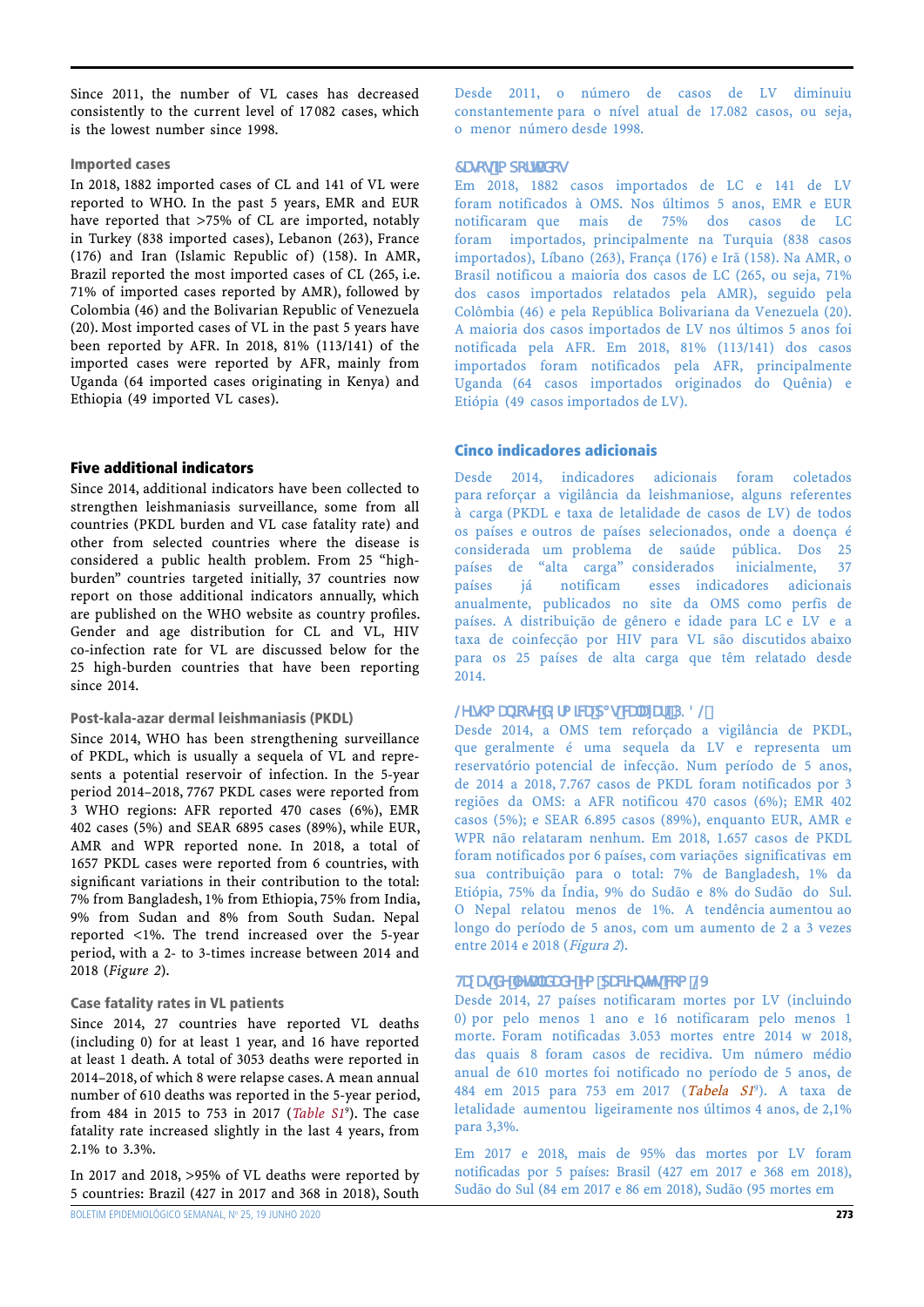Since 2011, the number of VL cases has decreased consistently to the current level of 17 082 cases, which is the lowest number since 1998.

### Imported cases

In 2018, 1882 imported cases of CL and 141 of VL were reported to WHO. In the past 5 years, EMR and EUR have reported that >75% of CL are imported, notably in Turkey (838 imported cases), Lebanon (263), France (176) and Iran (Islamic Republic of) (158). In AMR, Brazil reported the most imported cases of CL (265, i.e. 71% of imported cases reported by AMR), followed by Colombia (46) and the Bolivarian Republic of Venezuela (20). Most imported cases of VL in the past 5 years have been reported by AFR. In 2018, 81% (113/141) of the imported cases were reported by AFR, mainly from Uganda (64 imported cases originating in Kenya) and Ethiopia (49 imported VL cases).

## Five additional indicators

Since 2014, additional indicators have been collected to strengthen leishmaniasis surveillance, some from all countries (PKDL burden and VL case fatality rate) and other from selected countries where the disease is considered a public health problem. From 25 "high-burden" countries targeted initially, 37 countries now report on those additional indicators annually, which are published on the WHO website as country profiles. Gender and age distribution for CL and VL, HIV co-infection rate for VL are discussed below for the 25 high-burden countries that have been reporting since 2014.

### Post-kala-azar dermal leishmaniasis (PKDL)

Since 2014, WHO has been strengthening surveillance of PKDL, which is usually a sequela of VL and represents a potential reservoir of infection. In the 5-year period 2014–2018, 7767 PKDL cases were reported from 3 WHO regions: AFR reported 470 cases (6%), EMR 402 cases (5%) and SEAR 6895 cases (89%), while EUR, AMR and WPR reported none. In 2018, a total of 1657 PKDL cases were reported from 6 countries, with significant variations in their contribution to the total: 7% from Bangladesh, 1% from Ethiopia, 75% from India, 9% from Sudan and 8% from South Sudan. Nepal reported <1%. The trend increased over the 5-year period, with a 2- to 3-times increase between 2014 and 2018 (*Figure 2*).

### Case fatality rates in VL patients

Since 2014, 27 countries have reported VL deaths (including 0) for at least 1 year, and 16 have reported at least 1 death. A total of 3053 deaths were reported in 2014–2018, of which 8 were relapse cases. A mean annual number of 610 deaths was reported in the 5-year period, from 484 in 2015 to 753 in 2017 (*Table S1*[9]). The case fatality rate increased slightly in the last 4 years, from 2.1% to 3.3%.

In 2017 and 2018, >95% of VL deaths were reported by 5 countries: Brazil (427 in 2017 and 368 in 2018), South

Desde 2011, o número de casos de LV diminuiu constantemente para o nível atual de 17.082 casos, ou seja, o menor número desde 1998.

### Casos importados

Em 2018, 1882 casos importados de LC e 141 de LV foram notificados à OMS. Nos últimos 5 anos, EMR and EUR notificaram que mais de 75% dos casos de LC foram importados, principalmente na Turquia (838 casos importados), Líbano (263), França (176) e Irã (158). Na AMR, o Brasil notificou a maioria dos casos de LC (265, ou seja, 71% dos casos importados relatados pela AMR), seguido pela Colômbia (46) e pela República Bolivariana da Venezuela (20). A maioria dos casos importados de LV nos últimos 5 anos foi notificada pela AFR. Em 2018, 81% (113/141) dos casos importados foram notificados pela AFR, principalmente Uganda (64 casos importados originados do Quênia) e Etiópia (49 casos importados de LV).

## Cinco indicadores adicionais

Desde 2014, indicadores adicionais foram coletados para reforçar a vigilância da leishmaniose, alguns referentes à carga (PKDL e taxa de letalidade de casos de LV) de todos os países e outros de países selecionados, onde a doença é considerada um problema de saúde pública. Dos 25 países de "alta carga" considerados inicialmente, 37 países já notificam esses indicadores adicionais anualmente, publicados no site da OMS como perfis de países. A distribuição de gênero e idade para LC e LV e a taxa de coinfecção por HIV para VL são discutidos abaixo para os 25 países de alta carga que têm relatado desde 2014.

### Leishmaniose dérmica pós-calazar (PKDL)

Desde 2014, a OMS tem reforçado a vigilância de PKDL, que geralmente é uma sequela da LV e representa um reservatório potencial de infecção. Num período de 5 anos, de 2014 a 2018, 7.767 casos de PKDL foram notificados por 3 regiões da OMS: a AFR notificou 470 casos (6%); EMR 402 casos (5%); e SEAR 6.895 casos (89%), enquanto EUR, AMR e WPR não relataram nenhum. Em 2018, 1.657 casos de PKDL foram notificados por 6 países, com variações significativas em sua contribuição para o total: 7% de Bangladesh, 1% da Etiópia, 75% da Índia, 9% do Sudão e 8% do Sudão do Sul. O Nepal relatou menos de 1%. A tendência aumentou ao longo do período de 5 anos, com um aumento de 2 a 3 vezes entre 2014 e 2018 (*Figura 2*).

### Taxas de letalidade em pacientes com LV

Desde 2014, 27 países notificaram mortes por LV (incluindo 0) por pelo menos 1 ano e 16 notificaram pelo menos 1 morte. Foram notificadas 3.053 mortes entre 2014 w 2018, das quais 8 foram casos de recidiva. Um número médio anual de 610 mortes foi notificado no período de 5 anos, de 484 em 2015 para 753 em 2017 (*Tabela S1*[9]). A taxa de letalidade aumentou ligeiramente nos últimos 4 anos, de 2,1% para 3,3%.

Em 2017 e 2018, mais de 95% das mortes por LV foram notificadas por 5 países: Brasil (427 em 2017 e 368 em 2018), Sudão do Sul (84 em 2017 e 86 em 2018), Sudão (95 mortes em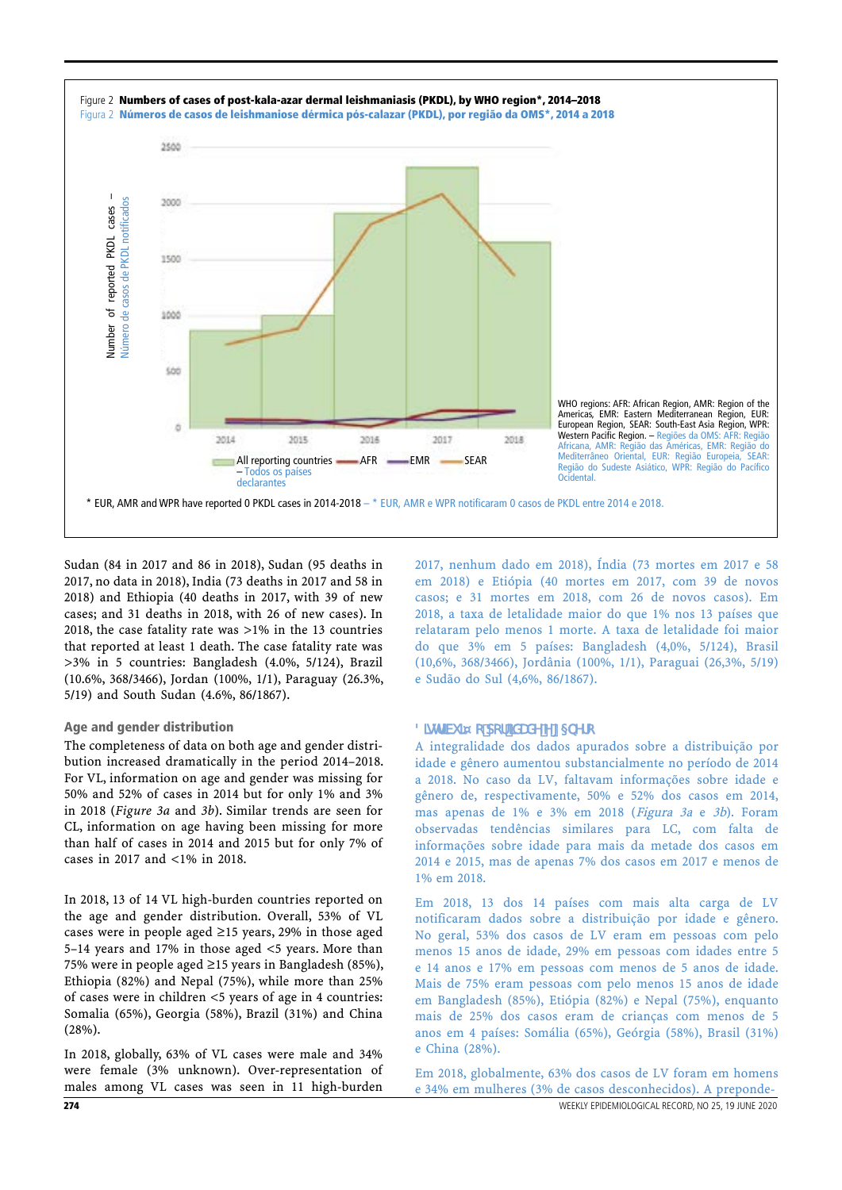Figure 2 **Numbers of cases of post-kala-azar dermal leishmaniasis (PKDL), by WHO region*, 2014–2018**
Figura 2 **Números de casos de leishmaniose dérmica pós-calazar (PKDL), por região da OMS*, 2014 a 2018**

WHO regions: AFR: African Region, AMR: Region of the Americas, EMR: Eastern Mediterranean Region, EUR: European Region, SEAR: South-East Asia Region, WPR: Western Pacific Region. – Regiões da OMS: AFR: Região Africana, AMR: Região das Américas, EMR: Região do Mediterrâneo Oriental, EUR: Região Europeia, SEAR: Região do Sudeste Asiático, WPR: Região do Pacífico Ocidental.

\* EUR, AMR and WPR have reported 0 PKDL cases in 2014-2018 – \* EUR, AMR e WPR notificaram 0 casos de PKDL entre 2014 e 2018.

Sudan (84 in 2017 and 86 in 2018), Sudan (95 deaths in 2017, no data in 2018), India (73 deaths in 2017 and 58 in 2018) and Ethiopia (40 deaths in 2017, with 39 of new cases; and 31 deaths in 2018, with 26 of new cases). In 2018, the case fatality rate was >1% in the 13 countries that reported at least 1 death. The case fatality rate was >3% in 5 countries: Bangladesh (4.0%, 5/124), Brazil (10.6%, 368/3466), Jordan (100%, 1/1), Paraguay (26.3%, 5/19) and South Sudan (4.6%, 86/1867).

### Age and gender distribution

The completeness of data on both age and gender distribution increased dramatically in the period 2014–2018. For VL, information on age and gender was missing for 50% and 52% of cases in 2014 but for only 1% and 3% in 2018 (*Figure 3a* and *3b*). Similar trends are seen for CL, information on age having been missing for more than half of cases in 2014 and 2015 but for only 7% of cases in 2017 and <1% in 2018.

In 2018, 13 of 14 VL high-burden countries reported on the age and gender distribution. Overall, 53% of VL cases were in people aged ≥15 years, 29% in those aged 5–14 years and 17% in those aged <5 years. More than 75% were in people aged ≥15 years in Bangladesh (85%), Ethiopia (82%) and Nepal (75%), while more than 25% of cases were in children <5 years of age in 4 countries: Somalia (65%), Georgia (58%), Brazil (31%) and China (28%).

In 2018, globally, 63% of VL cases were male and 34% were female (3% unknown). Over-representation of males among VL cases was seen in 11 high-burden

2017, nenhum dado em 2018), Índia (73 mortes em 2017 e 58 em 2018) e Etiópia (40 mortes em 2017, com 39 de novos casos; e 31 mortes em 2018, com 26 de novos casos). Em 2018, a taxa de letalidade maior do que 1% nos 13 países que relataram pelo menos 1 morte. A taxa de letalidade foi maior do que 3% em 5 países: Bangladesh (4,0%, 5/124), Brasil (10,6%, 368/3466), Jordânia (100%, 1/1), Paraguai (26,3%, 5/19) e Sudão do Sul (4,6%, 86/1867).

### Distribuição por idade e gênero

A integralidade dos dados apurados sobre a distribuição por idade e gênero aumentou substancialmente no período de 2014 a 2018. No caso da LV, faltavam informações sobre idade e gênero de, respectivamente, 50% e 52% dos casos em 2014, mas apenas de 1% e 3% em 2018 (*Figura 3a* e *3b*). Foram observadas tendências similares para LC, com falta de informações sobre idade para mais da metade dos casos em 2014 e 2015, mas de apenas 7% dos casos em 2017 e menos de 1% em 2018.

Em 2018, 13 dos 14 países com mais alta carga de LV notificaram dados sobre a distribuição por idade e gênero. No geral, 53% dos casos de LV eram em pessoas com pelo menos 15 anos de idade, 29% em pessoas com idades entre 5 e 14 anos e 17% em pessoas com menos de 5 anos de idade. Mais de 75% eram em pessoas com pelo menos 15 anos de idade em Bangladesh (85%), Etiópia (82%) e Nepal (75%), enquanto mais de 25% dos casos eram de crianças com menos de 5 anos em 4 países: Somália (65%), Geórgia (58%), Brasil (31%) e China (28%).

Em 2018, globalmente, 63% dos casos de LV foram em homens e 34% em mulheres (3% de casos desconhecidos). A preponde-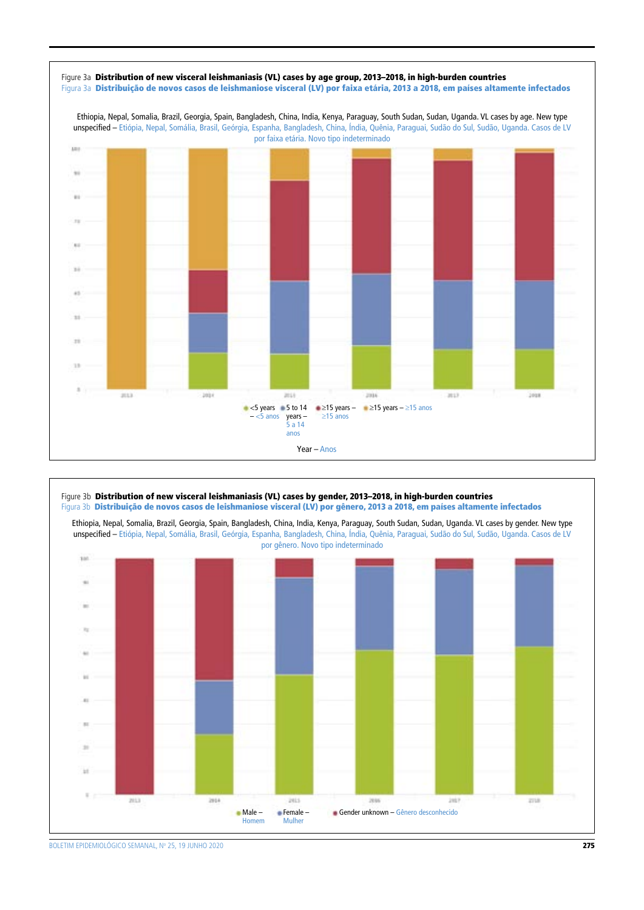Figure 3a **Distribution of new visceral leishmaniasis (VL) cases by age group, 2013–2018, in high-burden countries**

Figura 3a **Distribuição de novos casos de leishmaniose visceral (LV) por faixa etária, 2013 a 2018, em países altamente infectados**

Ethiopia, Nepal, Somalia, Brazil, Georgia, Spain, Bangladesh, China, India, Kenya, Paraguay, South Sudan, Sudan, Uganda. VL cases by age. New type unspecified – Etiópia, Nepal, Somália, Brasil, Geórgia, Espanha, Bangladesh, China, Índia, Quênia, Paraguai, Sudão do Sul, Sudão, Uganda. Casos de LV por faixa etária. Novo tipo indeterminado

<5 years – <5 anos; 5 to 14 years – 5 a 14 anos; ≥15 years – ≥15 anos; ≥15 years – ≥15 anos

Year – Anos

Figure 3b **Distribution of new visceral leishmaniasis (VL) cases by gender, 2013–2018, in high-burden countries**

Figura 3b **Distribuição de novos casos de leishmaniose visceral (LV) por gênero, 2013 a 2018, em países altamente infectados**

Ethiopia, Nepal, Somalia, Brazil, Georgia, Spain, Bangladesh, China, India, Kenya, Paraguay, South Sudan, Sudan, Uganda. VL cases by gender. New type unspecified – Etiópia, Nepal, Somália, Brasil, Geórgia, Espanha, Bangladesh, China, Índia, Quênia, Paraguai, Sudão do Sul, Sudão, Uganda. Casos de LV por gênero. Novo tipo indeterminado

Male – Homem; Female – Mulher; Gender unknown – Gênero desconhecido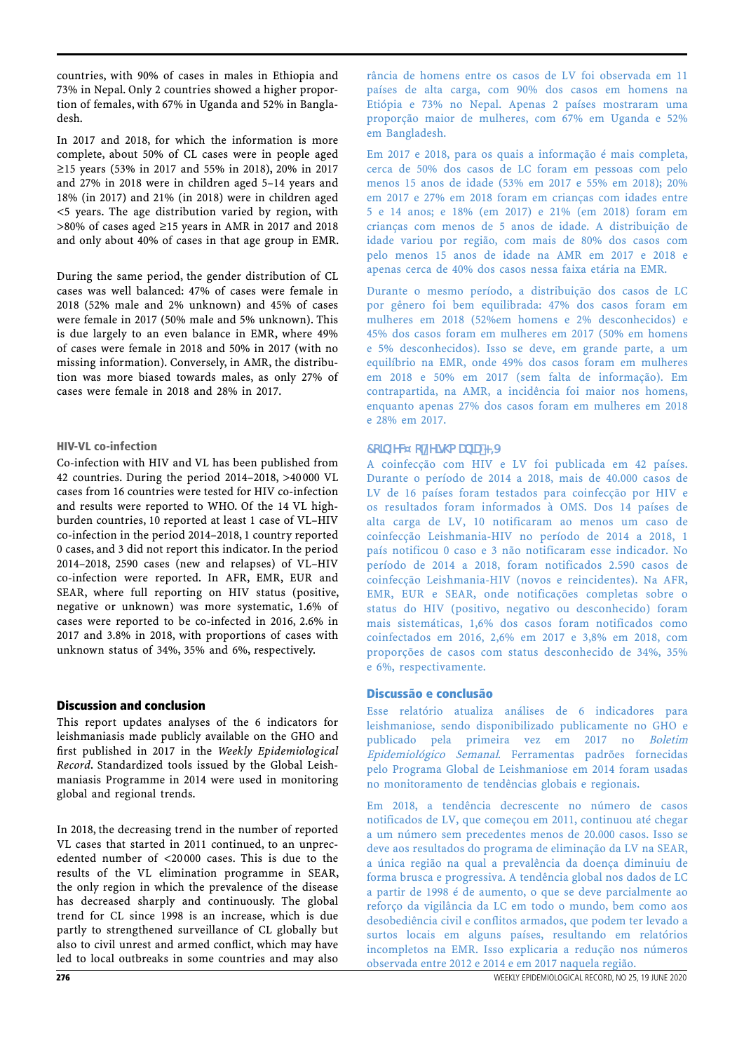countries, with 90% of cases in males in Ethiopia and 73% in Nepal. Only 2 countries showed a higher proportion of females, with 67% in Uganda and 52% in Bangladesh.

In 2017 and 2018, for which the information is more complete, about 50% of CL cases were in people aged ≥15 years (53% in 2017 and 55% in 2018), 20% in 2017 and 27% in 2018 were in children aged 5–14 years and 18% (in 2017) and 21% (in 2018) were in children aged <5 years. The age distribution varied by region, with >80% of cases aged ≥15 years in AMR in 2017 and 2018 and only about 40% of cases in that age group in EMR.

During the same period, the gender distribution of CL cases was well balanced: 47% of cases were female in 2018 (52% male and 2% unknown) and 45% of cases were female in 2017 (50% male and 5% unknown). This is due largely to an even balance in EMR, where 49% of cases were female in 2018 and 50% in 2017 (with no missing information). Conversely, in AMR, the distribution was more biased towards males, as only 27% of cases were female in 2018 and 28% in 2017.

### HIV-VL co-infection

Co-infection with HIV and VL has been published from 42 countries. During the period 2014–2018, >40000 VL cases from 16 countries were tested for HIV co-infection and results were reported to WHO. Of the 14 VL high-burden countries, 10 reported at least 1 case of VL–HIV co-infection in the period 2014–2018, 1 country reported 0 cases, and 3 did not report this indicator. In the period 2014–2018, 2590 cases (new and relapses) of VL–HIV co-infection were reported. In AFR, EMR, EUR and SEAR, where full reporting on HIV status (positive, negative or unknown) was more systematic, 1.6% of cases were reported to be co-infected in 2016, 2.6% in 2017 and 3.8% in 2018, with proportions of cases with unknown status of 34%, 35% and 6%, respectively.

## Discussion and conclusion

This report updates analyses of the 6 indicators for leishmaniasis made publicly available on the GHO and first published in 2017 in the *Weekly Epidemiological Record*. Standardized tools issued by the Global Leishmaniasis Programme in 2014 were used in monitoring global and regional trends.

In 2018, the decreasing trend in the number of reported VL cases that started in 2011 continued, to an unprecedented number of <20000 cases. This is due to the results of the VL elimination programme in SEAR, the only region in which the prevalence of the disease has decreased sharply and continuously. The global trend for CL since 1998 is an increase, which is due partly to strengthened surveillance of CL globally but also to civil unrest and armed conflict, which may have led to local outbreaks in some countries and may also

rância de homens entre os casos de LV foi observada em 11 países de alta carga, com 90% dos casos em homens na Etiópia e 73% no Nepal. Apenas 2 países mostraram uma proporção maior de mulheres, com 67% em Uganda e 52% em Bangladesh.

Em 2017 e 2018, para os quais a informação é mais completa, cerca de 50% dos casos de LC foram em pessoas com pelo menos 15 anos de idade (53% em 2017 e 55% em 2018); 20% em 2017 e 27% em 2018 foram em crianças com idades entre 5 e 14 anos; e 18% (em 2017) e 21% (em 2018) foram em crianças com menos de 5 anos de idade. A distribuição de idade variou por região, com mais de 80% dos casos com pelo menos 15 anos de idade na AMR em 2017 e 2018 e apenas cerca de 40% dos casos nessa faixa etária na EMR.

Durante o mesmo período, a distribuição dos casos de LC por gênero foi bem equilibrada: 47% dos casos foram em mulheres em 2018 (52%em homens e 2% desconhecidos) e 45% dos casos foram em mulheres em 2017 (50% em homens e 5% desconhecidos). Isso se deve, em grande parte, a um equilíbrio na EMR, onde 49% dos casos foram em mulheres em 2018 e 50% em 2017 (sem falta de informação). Em contrapartida, na AMR, a incidência foi maior nos homens, enquanto apenas 27% dos casos foram em mulheres em 2018 e 28% em 2017.

### Coinfecção Leishmania-HIV

A coinfecção com HIV e LV foi publicada em 42 países. Durante o período de 2014 a 2018, mais de 40.000 casos de LV de 16 países foram testados para coinfecção por HIV e os resultados foram informados à OMS. Dos 14 países de alta carga de LV, 10 notificaram ao menos um caso de coinfecção Leishmania-HIV no período de 2014 a 2018, 1 país notificou 0 caso e 3 não notificaram esse indicador. No período de 2014 a 2018, foram notificados 2.590 casos de coinfecção Leishmania-HIV (novos e reincidentes). Na AFR, EMR, EUR e SEAR, onde notificações completas sobre o status do HIV (positivo, negativo ou desconhecido) foram mais sistemáticas, 1,6% dos casos foram notificados como coinfectados em 2016, 2,6% em 2017 e 3,8% em 2018, com proporções de casos com status desconhecido de 34%, 35% e 6%, respectivamente.

## Discussão e conclusão

Esse relatório atualiza análises de 6 indicadores para leishmaniose, sendo disponibilizado publicamente no GHO e publicado pela primeira vez em 2017 no *Boletim Epidemiológico Semanal*. Ferramentas padrões fornecidas pelo Programa Global de Leishmaniose em 2014 foram usadas no monitoramento de tendências globais e regionais.

Em 2018, a tendência decrescente no número de casos notificados de LV, que começou em 2011, continuou até chegar a um número sem precedentes menos de 20.000 casos. Isso se deve aos resultados do programa de eliminação da LV na SEAR, a única região na qual a prevalência da doença diminuiu de forma brusca e progressiva. A tendência global nos dados de LC a partir de 1998 é de aumento, o que se deve parcialmente ao reforço da vigilância da LC em todo o mundo, bem como aos desobediência civil e conflitos armados, que podem ter levado a surtos locais em alguns países, resultando em relatórios incompletos na EMR. Isso explicaria a redução nos números observada entre 2012 e 2014 e em 2017 naquela região.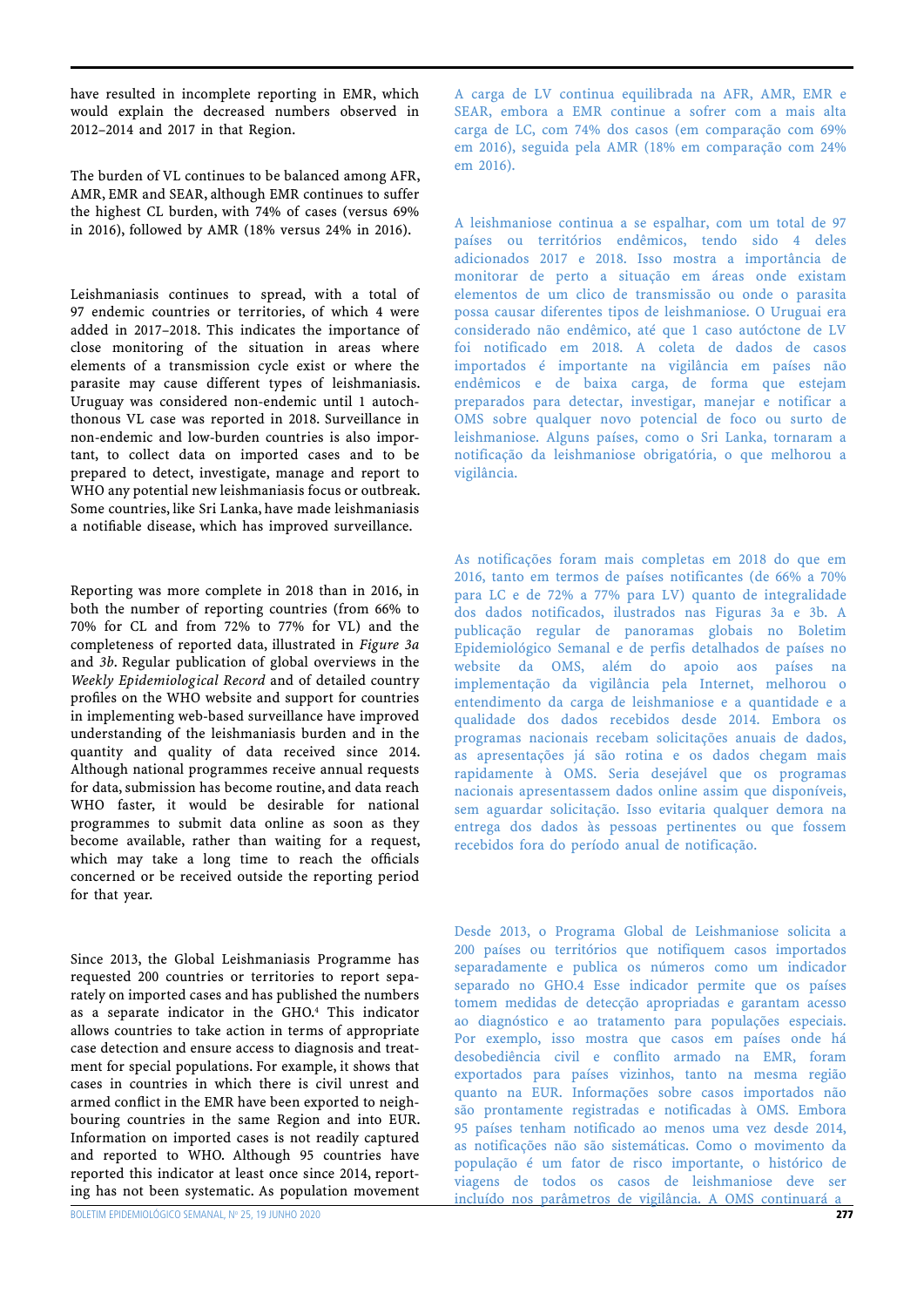have resulted in incomplete reporting in EMR, which would explain the decreased numbers observed in 2012–2014 and 2017 in that Region.

The burden of VL continues to be balanced among AFR, AMR, EMR and SEAR, although EMR continues to suffer the highest CL burden, with 74% of cases (versus 69% in 2016), followed by AMR (18% versus 24% in 2016).

Leishmaniasis continues to spread, with a total of 97 endemic countries or territories, of which 4 were added in 2017–2018. This indicates the importance of close monitoring of the situation in areas where elements of a transmission cycle exist or where the parasite may cause different types of leishmaniasis. Uruguay was considered non-endemic until 1 autochthonous VL case was reported in 2018. Surveillance in non-endemic and low-burden countries is also important, to collect data on imported cases and to be prepared to detect, investigate, manage and report to WHO any potential new leishmaniasis focus or outbreak. Some countries, like Sri Lanka, have made leishmaniasis a notifiable disease, which has improved surveillance.

Reporting was more complete in 2018 than in 2016, in both the number of reporting countries (from 66% to 70% for CL and from 72% to 77% for VL) and the completeness of reported data, illustrated in *Figure 3a* and *3b*. Regular publication of global overviews in the *Weekly Epidemiological Record* and of detailed country profiles on the WHO website and support for countries in implementing web-based surveillance have improved understanding of the leishmaniasis burden and in the quantity and quality of data received since 2014. Although national programmes receive annual requests for data, submission has become routine, and data reach WHO faster, it would be desirable for national programmes to submit data online as soon as they become available, rather than waiting for a request, which may take a long time to reach the officials concerned or be received outside the reporting period for that year.

Since 2013, the Global Leishmaniasis Programme has requested 200 countries or territories to report separately on imported cases and has published the numbers as a separate indicator in the GHO.[4] This indicator allows countries to take action in terms of appropriate case detection and ensure access to diagnosis and treatment for special populations. For example, it shows that cases in countries in which there is civil unrest and armed conflict in the EMR have been exported to neighbouring countries in the same Region and into EUR. Information on imported cases is not readily captured and reported to WHO. Although 95 countries have reported this indicator at least once since 2014, reporting has not been systematic. As population movement

A carga de LV continua equilibrada na AFR, AMR, EMR e SEAR, embora a EMR continue a sofrer com a mais alta carga de LC, com 74% dos casos (em comparação com 69% em 2016), seguida pela AMR (18% em comparação com 24% em 2016).

A leishmaniose continua a se espalhar, com um total de 97 países ou territórios endêmicos, tendo sido 4 deles adicionados 2017 e 2018. Isso mostra a importância de monitorar de perto a situação em áreas onde existam elementos de um clico de transmissão ou onde o parasita possa causar diferentes tipos de leishmaniose. O Uruguai era considerado não endêmico, até que 1 caso autóctone de LV foi notificado em 2018. A coleta de dados de casos importados é importante na vigilância em países não endêmicos e de baixa carga, de forma que estejam preparados para detectar, investigar, manejar e notificar a OMS sobre qualquer novo potencial de foco ou surto de leishmaniose. Alguns países, como o Sri Lanka, tornaram a notificação da leishmaniose obrigatória, o que melhorou a vigilância.

As notificações foram mais completas em 2018 do que em 2016, tanto em termos de países notificantes (de 66% a 70% para LC e de 72% a 77% para LV) quanto de integralidade dos dados notificados, ilustrados nas Figuras 3a e 3b. A publicação regular de panoramas globais no Boletim Epidemiológico Semanal e de perfis detalhados de países no website da OMS, além do apoio aos países na implementação da vigilância pela Internet, melhorou o entendimento da carga de leishmaniose e a quantidade e a qualidade dos dados recebidos desde 2014. Embora os programas nacionais recebam solicitações anuais de dados, as apresentações já são rotina e os dados chegam mais rapidamente à OMS. Seria desejável que os programas nacionais apresentassem dados online assim que disponíveis, sem aguardar solicitação. Isso evitaria qualquer demora na entrega dos dados às pessoas pertinentes ou que fossem recebidos fora do período anual de notificação.

Desde 2013, o Programa Global de Leishmaniose solicita a 200 países ou territórios que notifiquem casos importados separadamente e publica os números como um indicador separado no GHO.4 Esse indicador permite que os países tomem medidas de detecção apropriadas e garantam acesso ao diagnóstico e ao tratamento para populações especiais. Por exemplo, isso mostra que casos em países onde há desobediência civil e conflito armado na EMR, foram exportados para países vizinhos, tanto na mesma região quanto na EUR. Informações sobre casos importados não são prontamente registradas e notificadas à OMS. Embora 95 países tenham notificado ao menos uma vez desde 2014, as notificações não são sistemáticas. Como o movimento da população é um fator de risco importante, o histórico de viagens de todos os casos de leishmaniose deve ser incluído nos parâmetros de vigilância. A OMS continuará a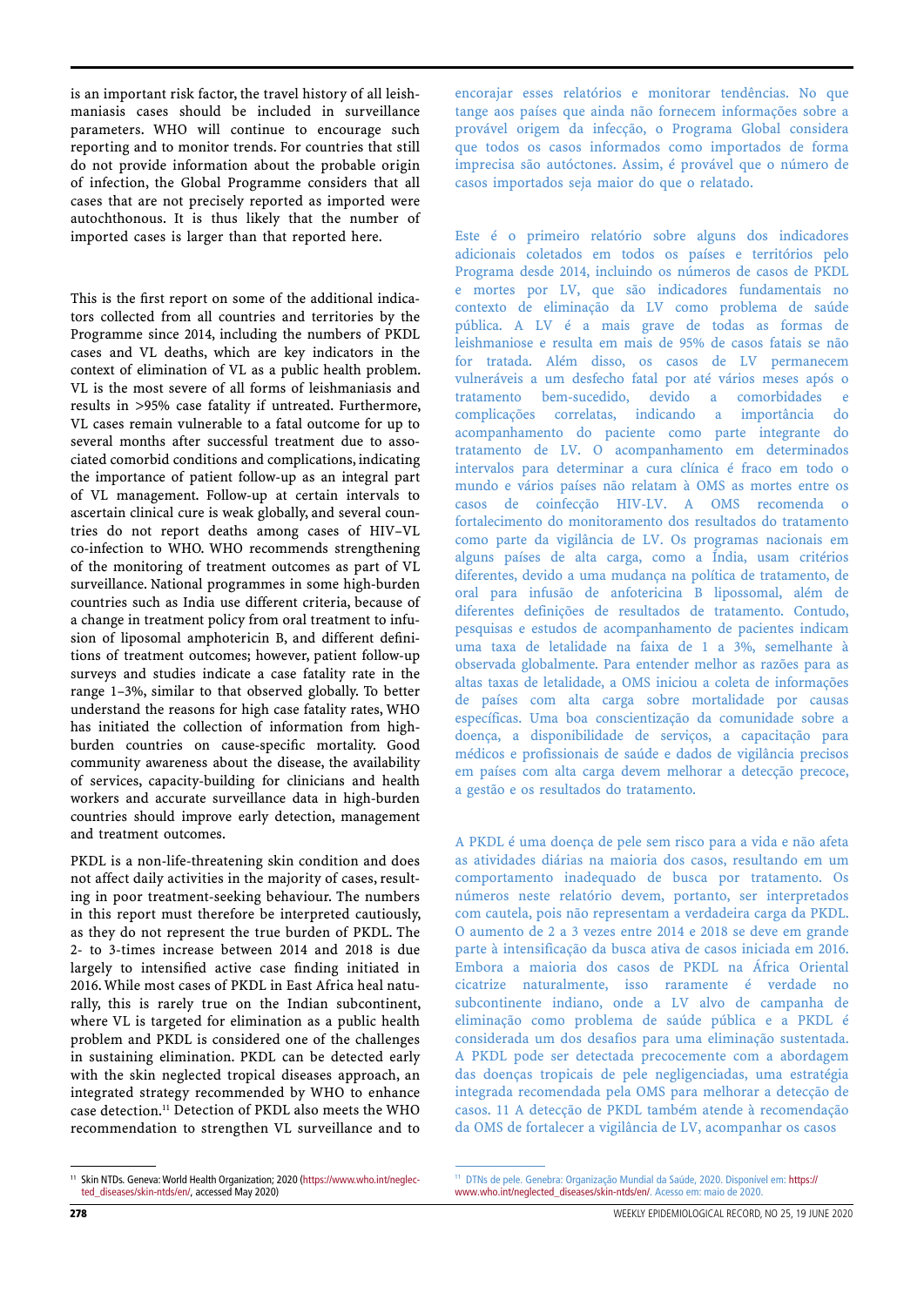is an important risk factor, the travel history of all leishmaniasis cases should be included in surveillance parameters. WHO will continue to encourage such reporting and to monitor trends. For countries that still do not provide information about the probable origin of infection, the Global Programme considers that all cases that are not precisely reported as imported were autochthonous. It is thus likely that the number of imported cases is larger than that reported here.

This is the first report on some of the additional indicators collected from all countries and territories by the Programme since 2014, including the numbers of PKDL cases and VL deaths, which are key indicators in the context of elimination of VL as a public health problem. VL is the most severe of all forms of leishmaniasis and results in >95% case fatality if untreated. Furthermore, VL cases remain vulnerable to a fatal outcome for up to several months after successful treatment due to associated comorbid conditions and complications, indicating the importance of patient follow-up as an integral part of VL management. Follow-up at certain intervals to ascertain clinical cure is weak globally, and several countries do not report deaths among cases of HIV–VL co-infection to WHO. WHO recommends strengthening of the monitoring of treatment outcomes as part of VL surveillance. National programmes in some high-burden countries such as India use different criteria, because of a change in treatment policy from oral treatment to infusion of liposomal amphotericin B, and different definitions of treatment outcomes; however, patient follow-up surveys and studies indicate a case fatality rate in the range 1–3%, similar to that observed globally. To better understand the reasons for high case fatality rates, WHO has initiated the collection of information from high-burden countries on cause-specific mortality. Good community awareness about the disease, the availability of services, capacity-building for clinicians and health workers and accurate surveillance data in high-burden countries should improve early detection, management and treatment outcomes.

PKDL is a non-life-threatening skin condition and does not affect daily activities in the majority of cases, resulting in poor treatment-seeking behaviour. The numbers in this report must therefore be interpreted cautiously, as they do not represent the true burden of PKDL. The 2- to 3-times increase between 2014 and 2018 is due largely to intensified active case finding initiated in 2016. While most cases of PKDL in East Africa heal naturally, this is rarely true on the Indian subcontinent, where VL is targeted for elimination as a public health problem and PKDL is considered one of the challenges in sustaining elimination. PKDL can be detected early with the skin neglected tropical diseases approach, an integrated strategy recommended by WHO to enhance case detection.[11] Detection of PKDL also meets the WHO recommendation to strengthen VL surveillance and to

encorajar esses relatórios e monitorar tendências. No que tange aos países que ainda não fornecem informações sobre a provável origem da infecção, o Programa Global considera que todos os casos informados como importados de forma imprecisa são autóctones. Assim, é provável que o número de casos importados seja maior do que o relatado.

Este é o primeiro relatório sobre alguns dos indicadores adicionais coletados em todos os países e territórios pelo Programa desde 2014, incluindo os números de casos de PKDL e mortes por LV, que são indicadores fundamentais no contexto de eliminação da LV como problema de saúde pública. A LV é a mais grave de todas as formas de leishmaniose e resulta em mais de 95% de casos fatais se não for tratada. Além disso, os casos de LV permanecem vulneráveis a um desfecho fatal por até vários meses após o tratamento bem-sucedido, devido a comorbidades e complicações correlatas, indicando a importância do acompanhamento do paciente como parte integrante do tratamento de LV. O acompanhamento em determinados intervalos para determinar a cura clínica é fraco em todo o mundo e vários países não relatam à OMS as mortes entre os casos de coinfecção HIV-LV. A OMS recomenda o fortalecimento do monitoramento dos resultados do tratamento como parte da vigilância de LV. Os programas nacionais em alguns países de alta carga, como a Índia, usam critérios diferentes, devido a uma mudança na política de tratamento, de oral para infusão de anfotericina B lipossomal, além de diferentes definições de resultados de tratamento. Contudo, pesquisas e estudos de acompanhamento de pacientes indicam uma taxa de letalidade na faixa de 1 a 3%, semelhante à observada globalmente. Para entender melhor as razões para as altas taxas de letalidade, a OMS iniciou a coleta de informações de países com alta carga sobre mortalidade por causas específicas. Uma boa conscientização da comunidade sobre a doença, a disponibilidade de serviços, a capacitação para médicos e profissionais de saúde e dados de vigilância precisos em países com alta carga devem melhorar a detecção precoce, a gestão e os resultados do tratamento.

A PKDL é uma doença de pele sem risco para a vida e não afeta as atividades diárias na maioria dos casos, resultando em um comportamento inadequado de busca por tratamento. Os números neste relatório devem, portanto, ser interpretados com cautela, pois não representam a verdadeira carga da PKDL. O aumento de 2 a 3 vezes entre 2014 e 2018 se deve em grande parte à intensificação da busca ativa de casos iniciada em 2016. Embora a maioria dos casos de PKDL na África Oriental cicatrize naturalmente, isso raramente é verdade no subcontinente indiano, onde a LV é alvo de campanha de eliminação como problema de saúde pública e a PKDL é considerada um dos desafios para uma eliminação sustentada. A PKDL pode ser detectada precocemente com a abordagem das doenças tropicais de pele negligenciadas, uma estratégia integrada recomendada pela OMS para melhorar a detecção de casos.[11] A detecção de PKDL também atende à recomendação da OMS de fortalecer a vigilância de LV, acompanhar os casos

---

[11] Skin NTDs. Geneva: World Health Organization; 2020 (https://www.who.int/neglected_diseases/skin-ntds/en/, accessed May 2020)

[11] DTNs de pele. Genebra: Organização Mundial da Saúde, 2020. Disponível em: https://www.who.int/neglected_diseases/skin-ntds/en/. Acesso em: maio de 2020.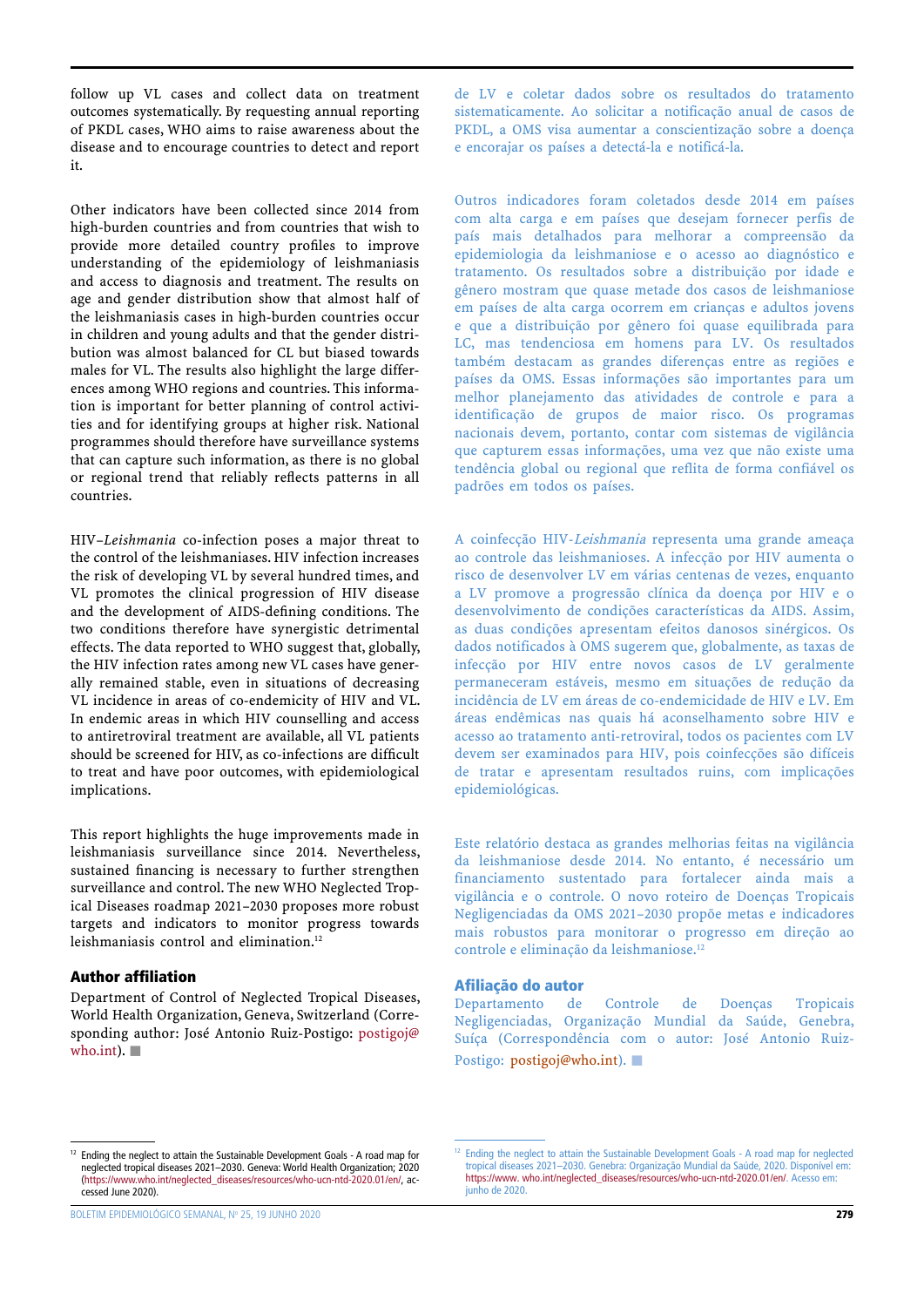follow up VL cases and collect data on treatment outcomes systematically. By requesting annual reporting of PKDL cases, WHO aims to raise awareness about the disease and to encourage countries to detect and report it.

Other indicators have been collected since 2014 from high-burden countries and from countries that wish to provide more detailed country profiles to improve understanding of the epidemiology of leishmaniasis and access to diagnosis and treatment. The results on age and gender distribution show that almost half of the leishmaniasis cases in high-burden countries occur in children and young adults and that the gender distribution was almost balanced for CL but biased towards males for VL. The results also highlight the large differences among WHO regions and countries. This information is important for better planning of control activities and for identifying groups at higher risk. National programmes should therefore have surveillance systems that can capture such information, as there is no global or regional trend that reliably reflects patterns in all countries.

HIV–*Leishmania* co-infection poses a major threat to the control of the leishmaniases. HIV infection increases the risk of developing VL by several hundred times, and VL promotes the clinical progression of HIV disease and the development of AIDS-defining conditions. The two conditions therefore have synergistic detrimental effects. The data reported to WHO suggest that, globally, the HIV infection rates among new VL cases have generally remained stable, even in situations of decreasing VL incidence in areas of co-endemicity of HIV and VL. In endemic areas in which HIV counselling and access to antiretroviral treatment are available, all VL patients should be screened for HIV, as co-infections are difficult to treat and have poor outcomes, with epidemiological implications.

This report highlights the huge improvements made in leishmaniasis surveillance since 2014. Nevertheless, sustained financing is necessary to further strengthen surveillance and control. The new WHO Neglected Tropical Diseases roadmap 2021–2030 proposes more robust targets and indicators to monitor progress towards leishmaniasis control and elimination.[12]

### Author affiliation

Department of Control of Neglected Tropical Diseases, World Health Organization, Geneva, Switzerland (Corresponding author: José Antonio Ruiz-Postigo: postigoj@who.int). ■

de LV e coletar dados sobre os resultados do tratamento sistematicamente. Ao solicitar a notificação anual de casos de PKDL, a OMS visa aumentar a conscientização sobre a doença e encorajar os países a detectá-la e notificá-la.

Outros indicadores foram coletados desde 2014 em países com alta carga e em países que desejam fornecer perfis de país mais detalhados para melhorar a compreensão da epidemiologia da leishmaniose e o acesso ao diagnóstico e tratamento. Os resultados sobre a distribuição por idade e gênero mostram que quase metade dos casos de leishmaniose em países de alta carga ocorrem em crianças e adultos jovens e que a distribuição por gênero foi quase equilibrada para LC, mas tendenciosa em homens para LV. Os resultados também destacam as grandes diferenças entre as regiões e países da OMS. Essas informações são importantes para um melhor planejamento das atividades de controle e para a identificação de grupos de maior risco. Os programas nacionais devem, portanto, contar com sistemas de vigilância que capturem essas informações, uma vez que não existe uma tendência global ou regional que reflita de forma confiável os padrões em todos os países.

A coinfecção HIV-*Leishmania* representa uma grande ameaça ao controle das leishmanioses. A infecção por HIV aumenta o risco de desenvolver LV em várias centenas de vezes, enquanto a LV promove a progressão clínica da doença por HIV e o desenvolvimento de condições características da AIDS. Assim, as duas condições apresentam efeitos danosos sinérgicos. Os dados notificados à OMS sugerem que, globalmente, as taxas de infecção por HIV entre novos casos de LV geralmente permaneceram estáveis, mesmo em situações de redução da incidência de LV em áreas de co-endemicidade de HIV e LV. Em áreas endêmicas nas quais há aconselhamento sobre HIV e acesso ao tratamento anti-retroviral, todos os pacientes com LV devem ser examinados para HIV, pois coinfecções são difíceis de tratar e apresentam resultados ruins, com implicações epidemiológicas.

Este relatório destaca as grandes melhorias feitas na vigilância da leishmaniose desde 2014. No entanto, é necessário um financiamento sustentado para fortalecer ainda mais a vigilância e o controle. O novo roteiro de Doenças Tropicais Negligenciadas da OMS 2021–2030 propõe metas e indicadores mais robustos para monitorar o progresso em direção ao controle e eliminação da leishmaniose.[12]

### Afiliação do autor

Departamento de Controle de Doenças Tropicais Negligenciadas, Organização Mundial da Saúde, Genebra, Suíça (Correspondência com o autor: José Antonio Ruiz-Postigo: postigoj@who.int). ■

---

[12] Ending the neglect to attain the Sustainable Development Goals - A road map for neglected tropical diseases 2021–2030. Geneva: World Health Organization; 2020 (https://www.who.int/neglected_diseases/resources/who-ucn-ntd-2020.01/en/, accessed June 2020).

[12] Ending the neglect to attain the Sustainable Development Goals - A road map for neglected tropical diseases 2021–2030. Genebra: Organização Mundial da Saúde, 2020. Disponível em: https://www. who.int/neglected_diseases/resources/who-ucn-ntd-2020.01/en/. Acesso em: junho de 2020.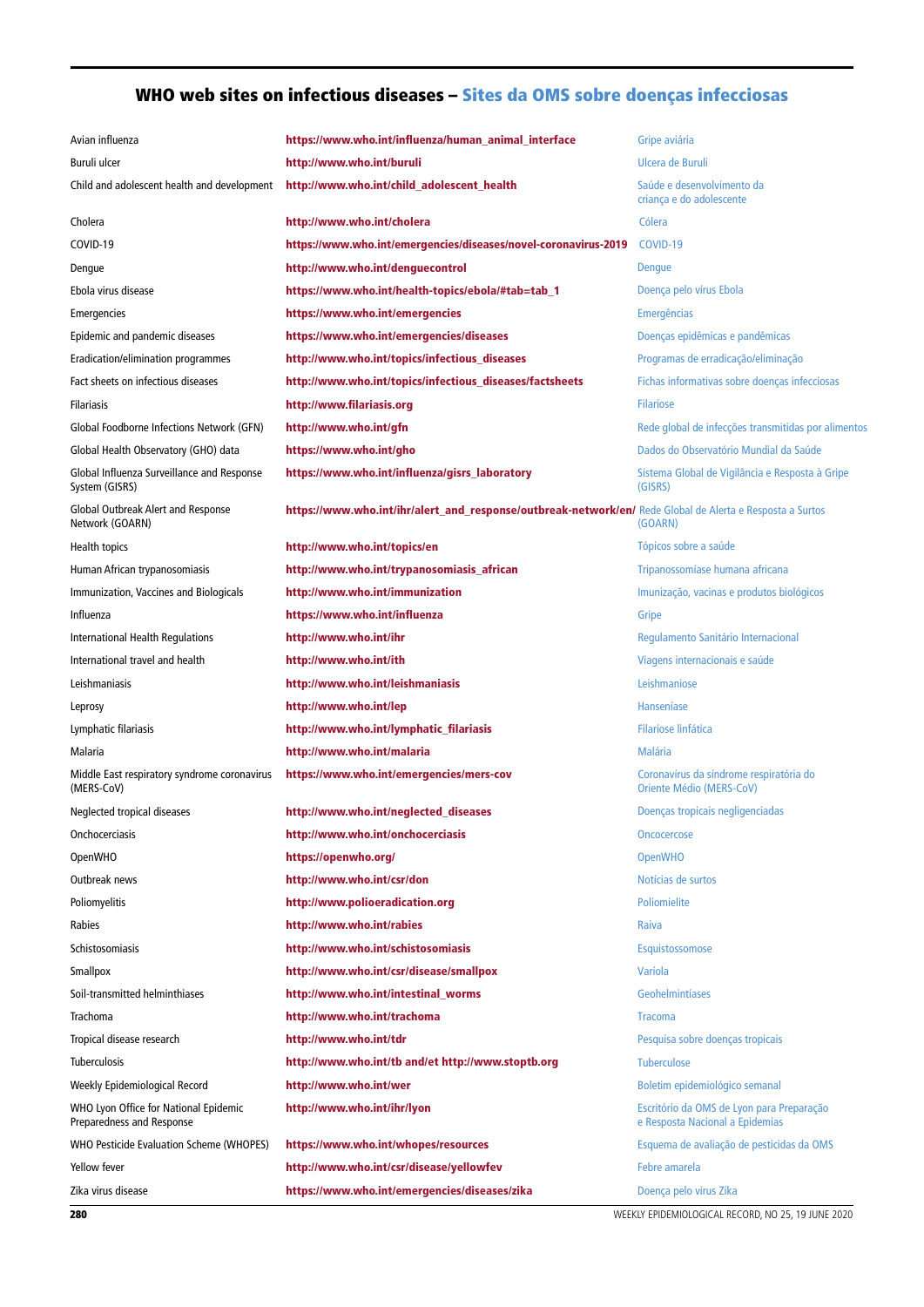## WHO web sites on infectious diseases – Sites da OMS sobre doenças infecciosas

| | | |
|---|---|---|
| Avian influenza | https://www.who.int/influenza/human_animal_interface | Gripe aviária |
| Buruli ulcer | http://www.who.int/buruli | Ulcera de Buruli |
| Child and adolescent health and development | http://www.who.int/child_adolescent_health | Saúde e desenvolvimento da criança e do adolescente |
| Cholera | http://www.who.int/cholera | Cólera |
| COVID-19 | https://www.who.int/emergencies/diseases/novel-coronavirus-2019 | COVID-19 |
| Dengue | http://www.who.int/denguecontrol | Dengue |
| Ebola virus disease | https://www.who.int/health-topics/ebola/#tab=tab_1 | Doença pelo vírus Ebola |
| Emergencies | https://www.who.int/emergencies | Emergências |
| Epidemic and pandemic diseases | https://www.who.int/emergencies/diseases | Doenças epidêmicas e pandêmicas |
| Eradication/elimination programmes | http://www.who.int/topics/infectious_diseases | Programas de erradicação/eliminação |
| Fact sheets on infectious diseases | http://www.who.int/topics/infectious_diseases/factsheets | Fichas informativas sobre doenças infecciosas |
| Filariasis | http://www.filariasis.org | Filariose |
| Global Foodborne Infections Network (GFN) | http://www.who.int/gfn | Rede global de infecções transmitidas por alimentos |
| Global Health Observatory (GHO) data | https://www.who.int/gho | Dados do Observatório Mundial da Saúde |
| Global Influenza Surveillance and Response System (GISRS) | https://www.who.int/influenza/gisrs_laboratory | Sistema Global de Vigilância e Resposta à Gripe (GISRS) |
| Global Outbreak Alert and Response Network (GOARN) | https://www.who.int/ihr/alert_and_response/outbreak-network/en/ | Rede Global de Alerta e Resposta a Surtos (GOARN) |
| Health topics | http://www.who.int/topics/en | Tópicos sobre a saúde |
| Human African trypanosomiasis | http://www.who.int/trypanosomiasis_african | Tripanossomíase humana africana |
| Immunization, Vaccines and Biologicals | http://www.who.int/immunization | Imunização, vacinas e produtos biológicos |
| Influenza | https://www.who.int/influenza | Gripe |
| International Health Regulations | http://www.who.int/ihr | Regulamento Sanitário Internacional |
| International travel and health | http://www.who.int/ith | Viagens internacionais e saúde |
| Leishmaniasis | http://www.who.int/leishmaniasis | Leishmaniose |
| Leprosy | http://www.who.int/lep | Hanseníase |
| Lymphatic filariasis | http://www.who.int/lymphatic_filariasis | Filariose linfática |
| Malaria | http://www.who.int/malaria | Malária |
| Middle East respiratory syndrome coronavirus (MERS-CoV) | https://www.who.int/emergencies/mers-cov | Coronavírus da síndrome respiratória do Oriente Médio (MERS-CoV) |
| Neglected tropical diseases | http://www.who.int/neglected_diseases | Doenças tropicais negligenciadas |
| Onchocerciasis | http://www.who.int/onchocerciasis | Oncocercose |
| OpenWHO | https://openwho.org/ | OpenWHO |
| Outbreak news | http://www.who.int/csr/don | Notícias de surtos |
| Poliomyelitis | http://www.polioeradication.org | Poliomielite |
| Rabies | http://www.who.int/rabies | Raiva |
| Schistosomiasis | http://www.who.int/schistosomiasis | Esquistossomose |
| Smallpox | http://www.who.int/csr/disease/smallpox | Varíola |
| Soil-transmitted helminthiases | http://www.who.int/intestinal_worms | Geohelmintíases |
| Trachoma | http://www.who.int/trachoma | Tracoma |
| Tropical disease research | http://www.who.int/tdr | Pesquisa sobre doenças tropicais |
| Tuberculosis | http://www.who.int/tb and/et http://www.stoptb.org | Tuberculose |
| Weekly Epidemiological Record | http://www.who.int/wer | Boletim epidemiológico semanal |
| WHO Lyon Office for National Epidemic Preparedness and Response | http://www.who.int/ihr/lyon | Escritório da OMS de Lyon para Preparação e Resposta Nacional a Epidemias |
| WHO Pesticide Evaluation Scheme (WHOPES) | https://www.who.int/whopes/resources | Esquema de avaliação de pesticidas da OMS |
| Yellow fever | http://www.who.int/csr/disease/yellowfev | Febre amarela |
| Zika virus disease | https://www.who.int/emergencies/diseases/zika | Doença pelo vírus Zika |